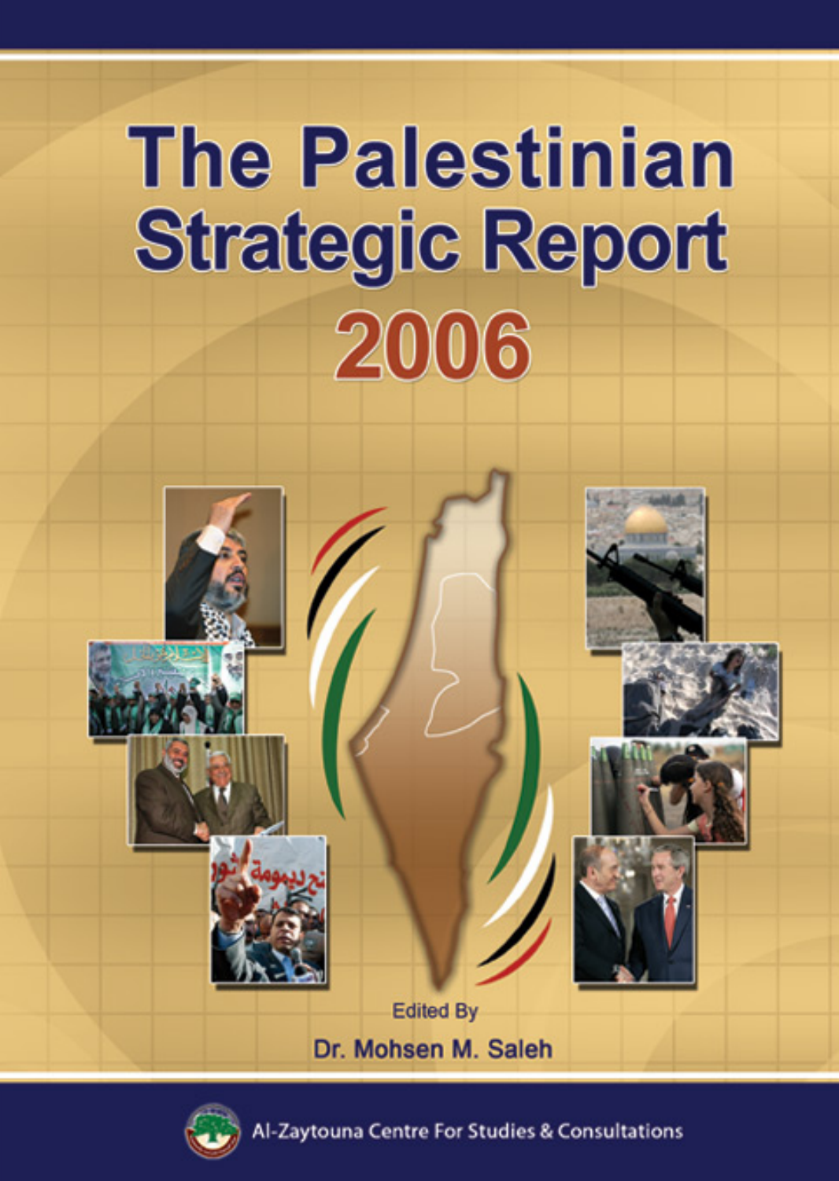# The Palestinian Strategic Report 2006

Edited By

Dr. Mohsen M. Saleh

Al-Zaytouna Centre For Studies & Consultations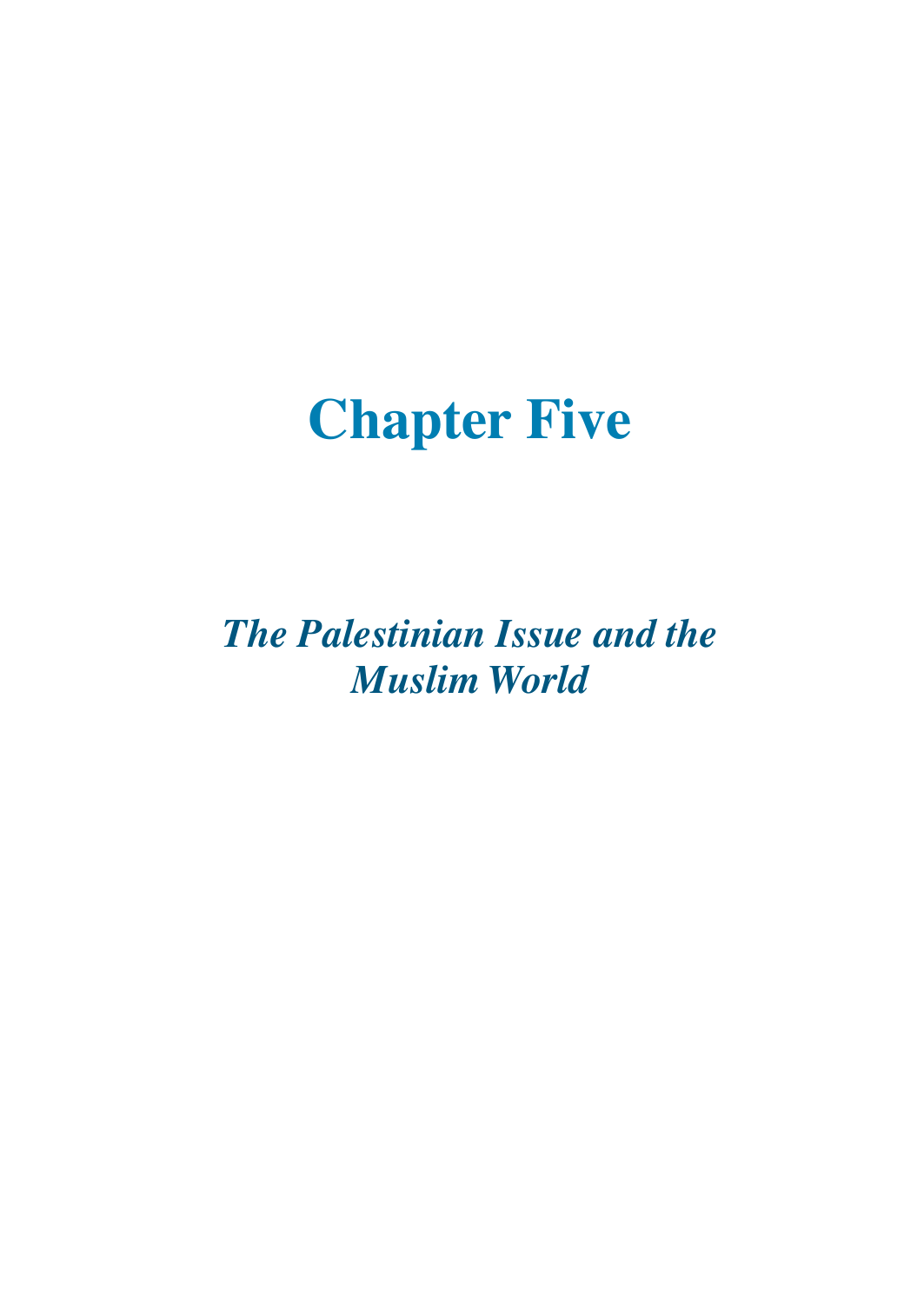# Chapter Five

## *The Palestinian Issue and the Muslim World*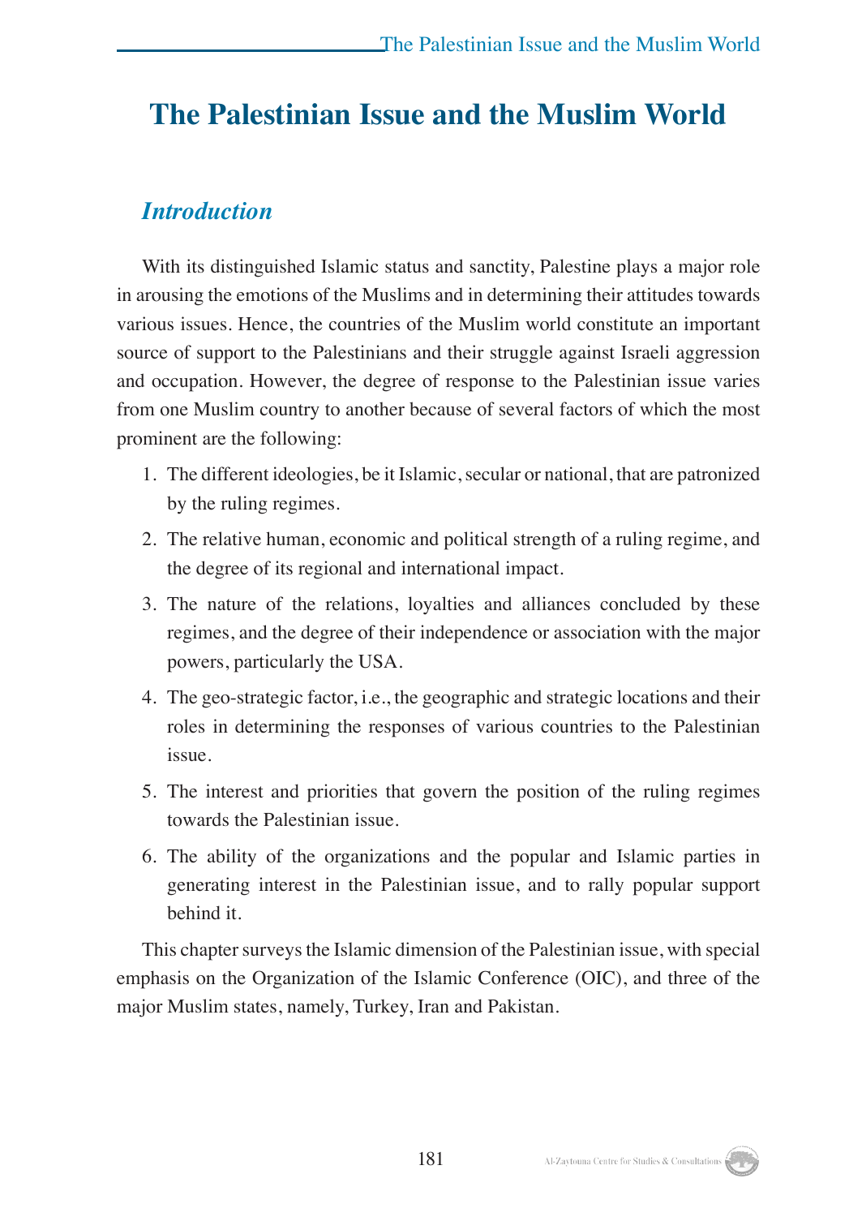# The Palestinian Issue and the Muslim World

## *Introduction*

With its distinguished Islamic status and sanctity, Palestine plays a major role in arousing the emotions of the Muslims and in determining their attitudes towards various issues. Hence, the countries of the Muslim world constitute an important source of support to the Palestinians and their struggle against Israeli aggression and occupation. However, the degree of response to the Palestinian issue varies from one Muslim country to another because of several factors of which the most prominent are the following:

1. The different ideologies, be it Islamic, secular or national, that are patronized by the ruling regimes.
2. The relative human, economic and political strength of a ruling regime, and the degree of its regional and international impact.
3. The nature of the relations, loyalties and alliances concluded by these regimes, and the degree of their independence or association with the major powers, particularly the USA.
4. The geo-strategic factor, i.e., the geographic and strategic locations and their roles in determining the responses of various countries to the Palestinian issue.
5. The interest and priorities that govern the position of the ruling regimes towards the Palestinian issue.
6. The ability of the organizations and the popular and Islamic parties in generating interest in the Palestinian issue, and to rally popular support behind it.

This chapter surveys the Islamic dimension of the Palestinian issue, with special emphasis on the Organization of the Islamic Conference (OIC), and three of the major Muslim states, namely, Turkey, Iran and Pakistan.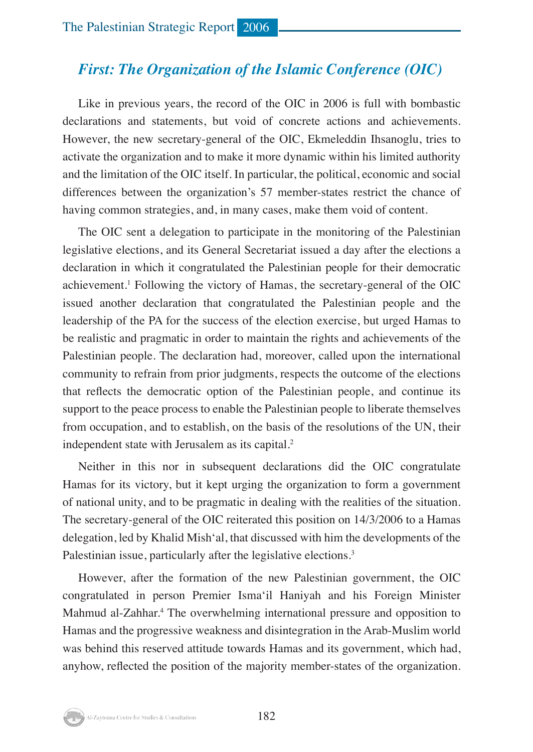## *First: The Organization of the Islamic Conference (OIC)*

Like in previous years, the record of the OIC in 2006 is full with bombastic declarations and statements, but void of concrete actions and achievements. However, the new secretary-general of the OIC, Ekmeleddin Ihsanoglu, tries to activate the organization and to make it more dynamic within his limited authority and the limitation of the OIC itself. In particular, the political, economic and social differences between the organization's 57 member-states restrict the chance of having common strategies, and, in many cases, make them void of content.

The OIC sent a delegation to participate in the monitoring of the Palestinian legislative elections, and its General Secretariat issued a day after the elections a declaration in which it congratulated the Palestinian people for their democratic achievement.[1] Following the victory of Hamas, the secretary-general of the OIC issued another declaration that congratulated the Palestinian people and the leadership of the PA for the success of the election exercise, but urged Hamas to be realistic and pragmatic in order to maintain the rights and achievements of the Palestinian people. The declaration had, moreover, called upon the international community to refrain from prior judgments, respects the outcome of the elections that reflects the democratic option of the Palestinian people, and continue its support to the peace process to enable the Palestinian people to liberate themselves from occupation, and to establish, on the basis of the resolutions of the UN, their independent state with Jerusalem as its capital.[2]

Neither in this nor in subsequent declarations did the OIC congratulate Hamas for its victory, but it kept urging the organization to form a government of national unity, and to be pragmatic in dealing with the realities of the situation. The secretary-general of the OIC reiterated this position on 14/3/2006 to a Hamas delegation, led by Khalid Mish'al, that discussed with him the developments of the Palestinian issue, particularly after the legislative elections.[3]

However, after the formation of the new Palestinian government, the OIC congratulated in person Premier Isma'il Haniyah and his Foreign Minister Mahmud al-Zahhar.[4] The overwhelming international pressure and opposition to Hamas and the progressive weakness and disintegration in the Arab-Muslim world was behind this reserved attitude towards Hamas and its government, which had, anyhow, reflected the position of the majority member-states of the organization.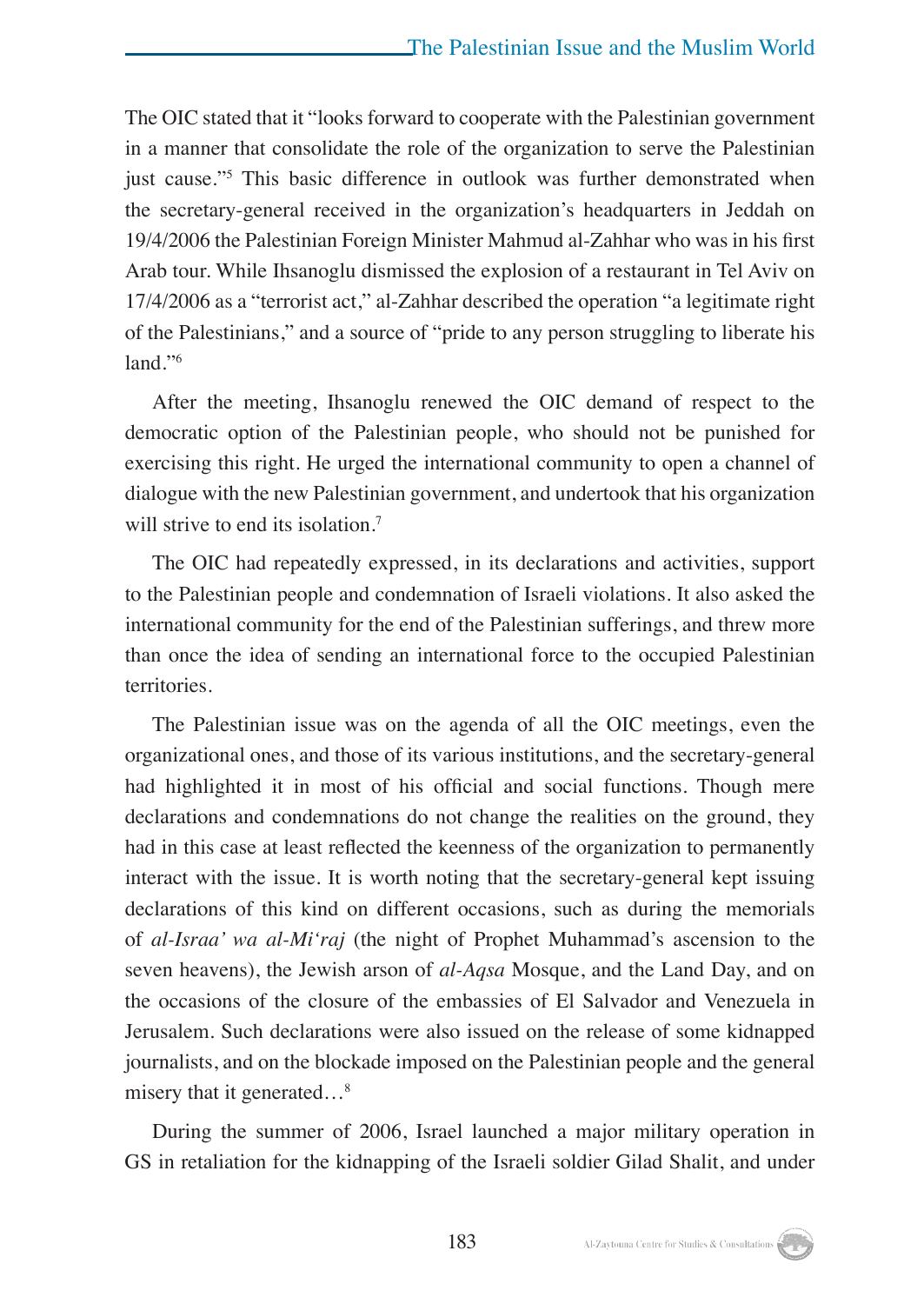The OIC stated that it "looks forward to cooperate with the Palestinian government in a manner that consolidate the role of the organization to serve the Palestinian just cause."[5] This basic difference in outlook was further demonstrated when the secretary-general received in the organization's headquarters in Jeddah on 19/4/2006 the Palestinian Foreign Minister Mahmud al-Zahhar who was in his first Arab tour. While Ihsanoglu dismissed the explosion of a restaurant in Tel Aviv on 17/4/2006 as a "terrorist act," al-Zahhar described the operation "a legitimate right of the Palestinians," and a source of "pride to any person struggling to liberate his land."[6]

After the meeting, Ihsanoglu renewed the OIC demand of respect to the democratic option of the Palestinian people, who should not be punished for exercising this right. He urged the international community to open a channel of dialogue with the new Palestinian government, and undertook that his organization will strive to end its isolation.[7]

The OIC had repeatedly expressed, in its declarations and activities, support to the Palestinian people and condemnation of Israeli violations. It also asked the international community for the end of the Palestinian sufferings, and threw more than once the idea of sending an international force to the occupied Palestinian territories.

The Palestinian issue was on the agenda of all the OIC meetings, even the organizational ones, and those of its various institutions, and the secretary-general had highlighted it in most of his official and social functions. Though mere declarations and condemnations do not change the realities on the ground, they had in this case at least reflected the keenness of the organization to permanently interact with the issue. It is worth noting that the secretary-general kept issuing declarations of this kind on different occasions, such as during the memorials of *al-Israa' wa al-Mi'raj* (the night of Prophet Muhammad's ascension to the seven heavens), the Jewish arson of *al-Aqsa* Mosque, and the Land Day, and on the occasions of the closure of the embassies of El Salvador and Venezuela in Jerusalem. Such declarations were also issued on the release of some kidnapped journalists, and on the blockade imposed on the Palestinian people and the general misery that it generated…[8]

During the summer of 2006, Israel launched a major military operation in GS in retaliation for the kidnapping of the Israeli soldier Gilad Shalit, and under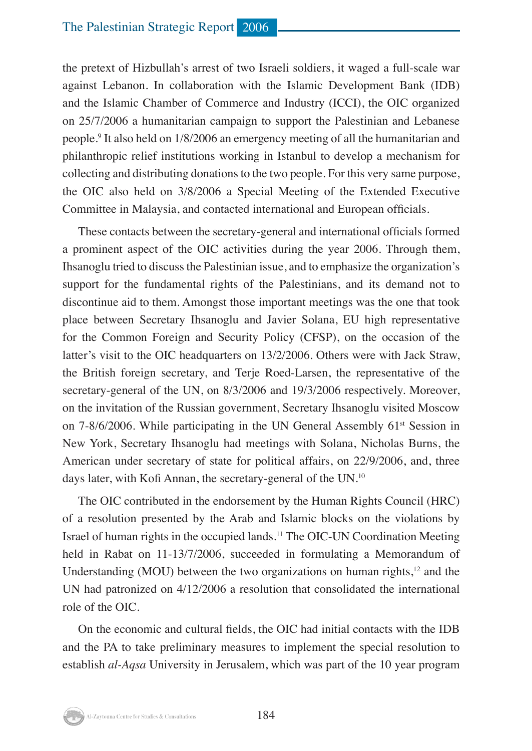the pretext of Hizbullah's arrest of two Israeli soldiers, it waged a full-scale war against Lebanon. In collaboration with the Islamic Development Bank (IDB) and the Islamic Chamber of Commerce and Industry (ICCI), the OIC organized on 25/7/2006 a humanitarian campaign to support the Palestinian and Lebanese people.[9] It also held on 1/8/2006 an emergency meeting of all the humanitarian and philanthropic relief institutions working in Istanbul to develop a mechanism for collecting and distributing donations to the two people. For this very same purpose, the OIC also held on 3/8/2006 a Special Meeting of the Extended Executive Committee in Malaysia, and contacted international and European officials.

These contacts between the secretary-general and international officials formed a prominent aspect of the OIC activities during the year 2006. Through them, Ihsanoglu tried to discuss the Palestinian issue, and to emphasize the organization's support for the fundamental rights of the Palestinians, and its demand not to discontinue aid to them. Amongst those important meetings was the one that took place between Secretary Ihsanoglu and Javier Solana, EU high representative for the Common Foreign and Security Policy (CFSP), on the occasion of the latter's visit to the OIC headquarters on 13/2/2006. Others were with Jack Straw, the British foreign secretary, and Terje Roed-Larsen, the representative of the secretary-general of the UN, on 8/3/2006 and 19/3/2006 respectively. Moreover, on the invitation of the Russian government, Secretary Ihsanoglu visited Moscow on 7-8/6/2006. While participating in the UN General Assembly 61st Session in New York, Secretary Ihsanoglu had meetings with Solana, Nicholas Burns, the American under secretary of state for political affairs, on 22/9/2006, and, three days later, with Kofi Annan, the secretary-general of the UN.[10]

The OIC contributed in the endorsement by the Human Rights Council (HRC) of a resolution presented by the Arab and Islamic blocks on the violations by Israel of human rights in the occupied lands.[11] The OIC-UN Coordination Meeting held in Rabat on 11-13/7/2006, succeeded in formulating a Memorandum of Understanding (MOU) between the two organizations on human rights,[12] and the UN had patronized on 4/12/2006 a resolution that consolidated the international role of the OIC.

On the economic and cultural fields, the OIC had initial contacts with the IDB and the PA to take preliminary measures to implement the special resolution to establish *al-Aqsa* University in Jerusalem, which was part of the 10 year program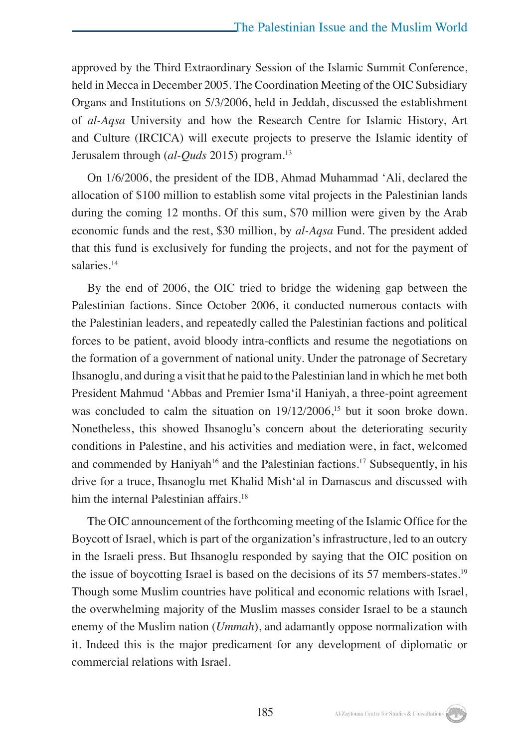approved by the Third Extraordinary Session of the Islamic Summit Conference, held in Mecca in December 2005. The Coordination Meeting of the OIC Subsidiary Organs and Institutions on 5/3/2006, held in Jeddah, discussed the establishment of *al-Aqsa* University and how the Research Centre for Islamic History, Art and Culture (IRCICA) will execute projects to preserve the Islamic identity of Jerusalem through (*al-Quds* 2015) program.[13]

On 1/6/2006, the president of the IDB, Ahmad Muhammad ʻAli, declared the allocation of $100 million to establish some vital projects in the Palestinian lands during the coming 12 months. Of this sum, $70 million were given by the Arab economic funds and the rest, $30 million, by *al-Aqsa* Fund. The president added that this fund is exclusively for funding the projects, and not for the payment of salaries.[14]

By the end of 2006, the OIC tried to bridge the widening gap between the Palestinian factions. Since October 2006, it conducted numerous contacts with the Palestinian leaders, and repeatedly called the Palestinian factions and political forces to be patient, avoid bloody intra-conflicts and resume the negotiations on the formation of a government of national unity. Under the patronage of Secretary Ihsanoglu, and during a visit that he paid to the Palestinian land in which he met both President Mahmud ʻAbbas and Premier Ismaʻil Haniyah, a three-point agreement was concluded to calm the situation on 19/12/2006,[15] but it soon broke down. Nonetheless, this showed Ihsanoglu's concern about the deteriorating security conditions in Palestine, and his activities and mediation were, in fact, welcomed and commended by Haniyah[16] and the Palestinian factions.[17] Subsequently, in his drive for a truce, Ihsanoglu met Khalid Mishʻal in Damascus and discussed with him the internal Palestinian affairs.[18]

The OIC announcement of the forthcoming meeting of the Islamic Office for the Boycott of Israel, which is part of the organization's infrastructure, led to an outcry in the Israeli press. But Ihsanoglu responded by saying that the OIC position on the issue of boycotting Israel is based on the decisions of its 57 members-states.[19] Though some Muslim countries have political and economic relations with Israel, the overwhelming majority of the Muslim masses consider Israel to be a staunch enemy of the Muslim nation (*Ummah*), and adamantly oppose normalization with it. Indeed this is the major predicament for any development of diplomatic or commercial relations with Israel.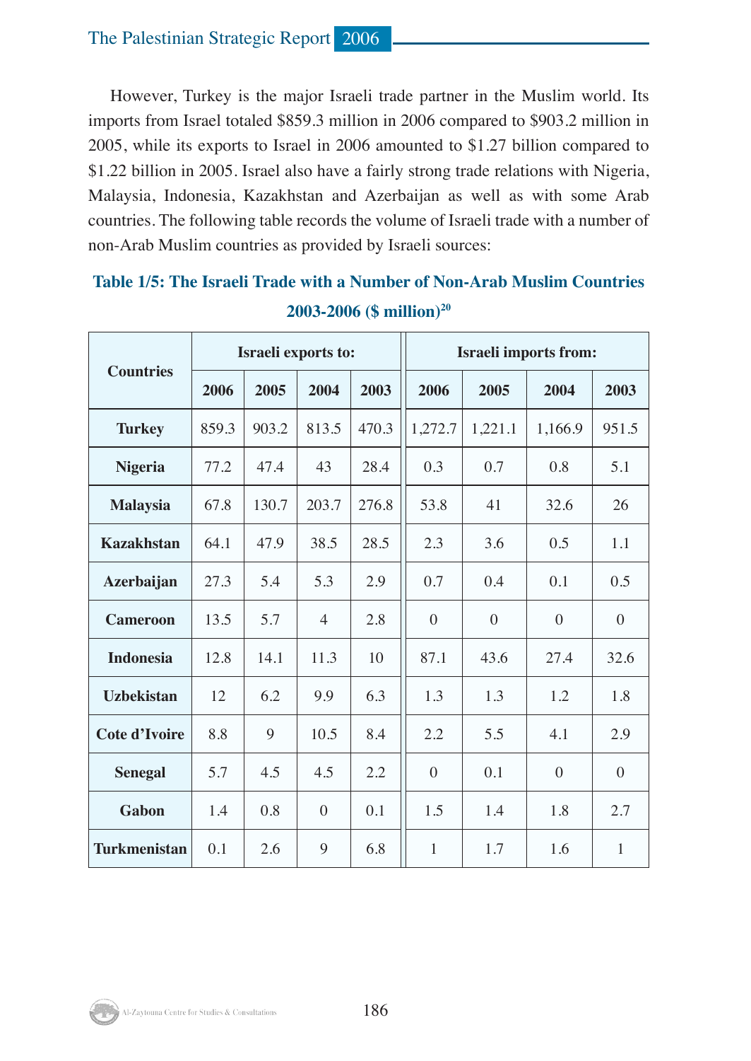However, Turkey is the major Israeli trade partner in the Muslim world. Its imports from Israel totaled \$859.3 million in 2006 compared to \$903.2 million in 2005, while its exports to Israel in 2006 amounted to \$1.27 billion compared to \$1.22 billion in 2005. Israel also have a fairly strong trade relations with Nigeria, Malaysia, Indonesia, Kazakhstan and Azerbaijan as well as with some Arab countries. The following table records the volume of Israeli trade with a number of non-Arab Muslim countries as provided by Israeli sources:

**Table 1/5: The Israeli Trade with a Number of Non-Arab Muslim Countries 2003-2006 (\$ million)[20]**

| Countries | Israeli exports to: | | | | Israeli imports from: | | | |
|---|---|---|---|---|---|---|---|---|
| | 2006 | 2005 | 2004 | 2003 | 2006 | 2005 | 2004 | 2003 |
| **Turkey** | 859.3 | 903.2 | 813.5 | 470.3 | 1,272.7 | 1,221.1 | 1,166.9 | 951.5 |
| **Nigeria** | 77.2 | 47.4 | 43 | 28.4 | 0.3 | 0.7 | 0.8 | 5.1 |
| **Malaysia** | 67.8 | 130.7 | 203.7 | 276.8 | 53.8 | 41 | 32.6 | 26 |
| **Kazakhstan** | 64.1 | 47.9 | 38.5 | 28.5 | 2.3 | 3.6 | 0.5 | 1.1 |
| **Azerbaijan** | 27.3 | 5.4 | 5.3 | 2.9 | 0.7 | 0.4 | 0.1 | 0.5 |
| **Cameroon** | 13.5 | 5.7 | 4 | 2.8 | 0 | 0 | 0 | 0 |
| **Indonesia** | 12.8 | 14.1 | 11.3 | 10 | 87.1 | 43.6 | 27.4 | 32.6 |
| **Uzbekistan** | 12 | 6.2 | 9.9 | 6.3 | 1.3 | 1.3 | 1.2 | 1.8 |
| **Cote d'Ivoire** | 8.8 | 9 | 10.5 | 8.4 | 2.2 | 5.5 | 4.1 | 2.9 |
| **Senegal** | 5.7 | 4.5 | 4.5 | 2.2 | 0 | 0.1 | 0 | 0 |
| **Gabon** | 1.4 | 0.8 | 0 | 0.1 | 1.5 | 1.4 | 1.8 | 2.7 |
| **Turkmenistan** | 0.1 | 2.6 | 9 | 6.8 | 1 | 1.7 | 1.6 | 1 |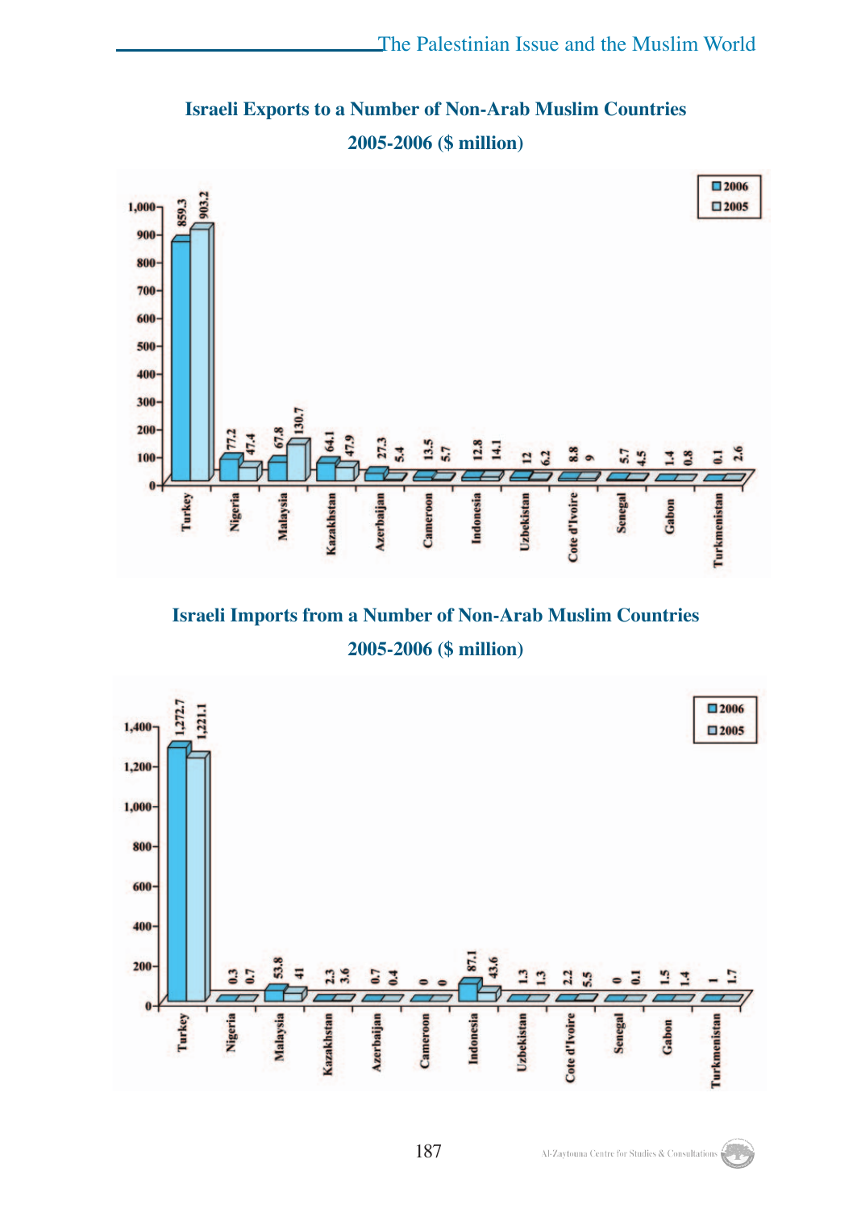**Israeli Exports to a Number of Non-Arab Muslim Countries 2005-2006 ($ million)**

| Country | 2006 | 2005 |
|---|---|---|
| Turkey | 859.3 | 903.2 |
| Nigeria | 77.2 | 47.4 |
| Malaysia | 67.8 | 130.7 |
| Kazakhstan | 64.1 | 47.9 |
| Azerbaijan | 27.3 | 5.4 |
| Cameroon | 13.5 | 5.7 |
| Indonesia | 12.8 | 14.1 |
| Uzbekistan | 12 | 6.2 |
| Cote d'Ivoire | 8.8 | 9 |
| Senegal | 5.7 | 4.5 |
| Gabon | 1.4 | 0.8 |
| Turkmenistan | 0.1 | 2.6 |

**Israeli Imports from a Number of Non-Arab Muslim Countries 2005-2006 ($ million)**

| Country | 2006 | 2005 |
|---|---|---|
| Turkey | 1,272.7 | 1,221.1 |
| Nigeria | 0.3 | 0.7 |
| Malaysia | 53.8 | 41 |
| Kazakhstan | 2.3 | 3.6 |
| Azerbaijan | 0.7 | 0.4 |
| Cameroon | 0 | 0 |
| Indonesia | 87.1 | 43.6 |
| Uzbekistan | 1.3 | 1.3 |
| Cote d'Ivoire | 2.2 | 5.5 |
| Senegal | 0 | 0.1 |
| Gabon | 1.5 | 1.4 |
| Turkmenistan | 1 | 1.7 |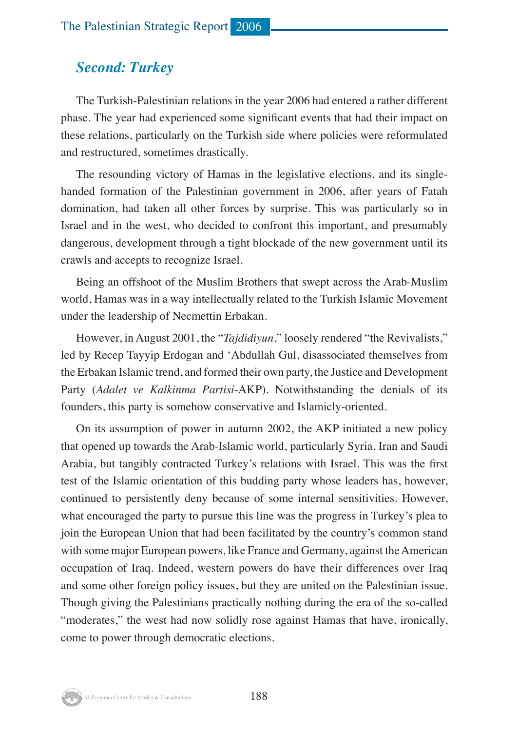## *Second: Turkey*

The Turkish-Palestinian relations in the year 2006 had entered a rather different phase. The year had experienced some significant events that had their impact on these relations, particularly on the Turkish side where policies were reformulated and restructured, sometimes drastically.

The resounding victory of Hamas in the legislative elections, and its single-handed formation of the Palestinian government in 2006, after years of Fatah domination, had taken all other forces by surprise. This was particularly so in Israel and in the west, who decided to confront this important, and presumably dangerous, development through a tight blockade of the new government until its crawls and accepts to recognize Israel.

Being an offshoot of the Muslim Brothers that swept across the Arab-Muslim world, Hamas was in a way intellectually related to the Turkish Islamic Movement under the leadership of Necmettin Erbakan.

However, in August 2001, the "*Tajdidiyun*," loosely rendered "the Revivalists," led by Recep Tayyip Erdogan and 'Abdullah Gul, disassociated themselves from the Erbakan Islamic trend, and formed their own party, the Justice and Development Party (*Adalet ve Kalkinma Partisi*-AKP). Notwithstanding the denials of its founders, this party is somehow conservative and Islamicly-oriented.

On its assumption of power in autumn 2002, the AKP initiated a new policy that opened up towards the Arab-Islamic world, particularly Syria, Iran and Saudi Arabia, but tangibly contracted Turkey's relations with Israel. This was the first test of the Islamic orientation of this budding party whose leaders has, however, continued to persistently deny because of some internal sensitivities. However, what encouraged the party to pursue this line was the progress in Turkey's plea to join the European Union that had been facilitated by the country's common stand with some major European powers, like France and Germany, against the American occupation of Iraq. Indeed, western powers do have their differences over Iraq and some other foreign policy issues, but they are united on the Palestinian issue. Though giving the Palestinians practically nothing during the era of the so-called "moderates," the west had now solidly rose against Hamas that have, ironically, come to power through democratic elections.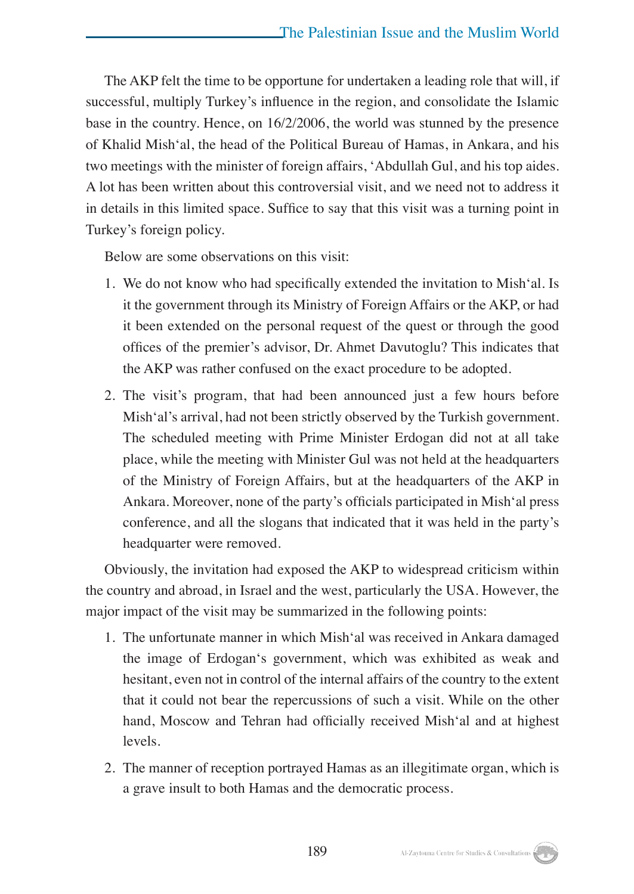The AKP felt the time to be opportune for undertaken a leading role that will, if successful, multiply Turkey's influence in the region, and consolidate the Islamic base in the country. Hence, on 16/2/2006, the world was stunned by the presence of Khalid Mish'al, the head of the Political Bureau of Hamas, in Ankara, and his two meetings with the minister of foreign affairs, 'Abdullah Gul, and his top aides. A lot has been written about this controversial visit, and we need not to address it in details in this limited space. Suffice to say that this visit was a turning point in Turkey's foreign policy.

Below are some observations on this visit:

1. We do not know who had specifically extended the invitation to Mish'al. Is it the government through its Ministry of Foreign Affairs or the AKP, or had it been extended on the personal request of the quest or through the good offices of the premier's advisor, Dr. Ahmet Davutoglu? This indicates that the AKP was rather confused on the exact procedure to be adopted.
2. The visit's program, that had been announced just a few hours before Mish'al's arrival, had not been strictly observed by the Turkish government. The scheduled meeting with Prime Minister Erdogan did not at all take place, while the meeting with Minister Gul was not held at the headquarters of the Ministry of Foreign Affairs, but at the headquarters of the AKP in Ankara. Moreover, none of the party's officials participated in Mish'al press conference, and all the slogans that indicated that it was held in the party's headquarter were removed.

Obviously, the invitation had exposed the AKP to widespread criticism within the country and abroad, in Israel and the west, particularly the USA. However, the major impact of the visit may be summarized in the following points:

1. The unfortunate manner in which Mish'al was received in Ankara damaged the image of Erdogan's government, which was exhibited as weak and hesitant, even not in control of the internal affairs of the country to the extent that it could not bear the repercussions of such a visit. While on the other hand, Moscow and Tehran had officially received Mish'al and at highest levels.
2. The manner of reception portrayed Hamas as an illegitimate organ, which is a grave insult to both Hamas and the democratic process.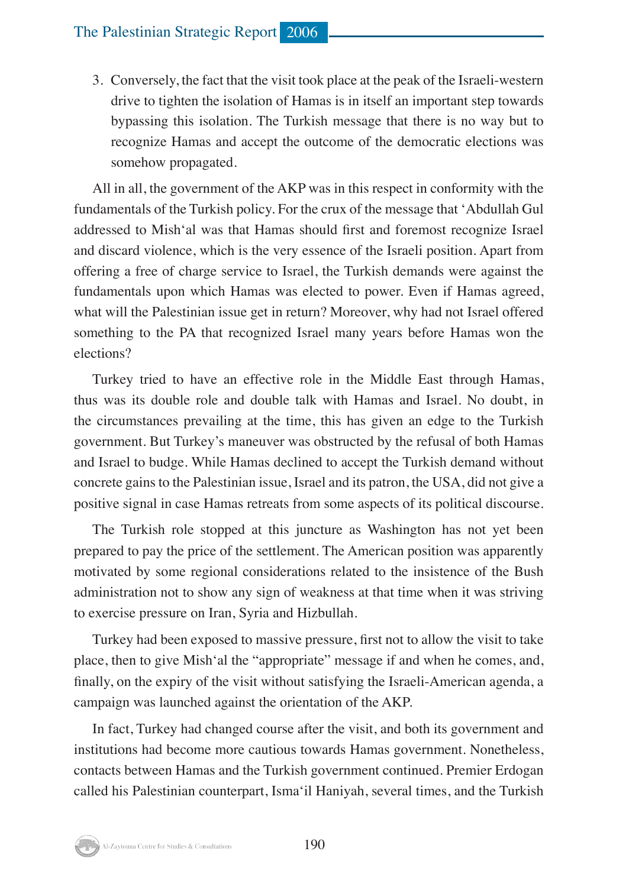3. Conversely, the fact that the visit took place at the peak of the Israeli-western drive to tighten the isolation of Hamas is in itself an important step towards bypassing this isolation. The Turkish message that there is no way but to recognize Hamas and accept the outcome of the democratic elections was somehow propagated.

All in all, the government of the AKP was in this respect in conformity with the fundamentals of the Turkish policy. For the crux of the message that ‘Abdullah Gul addressed to Mish‘al was that Hamas should first and foremost recognize Israel and discard violence, which is the very essence of the Israeli position. Apart from offering a free of charge service to Israel, the Turkish demands were against the fundamentals upon which Hamas was elected to power. Even if Hamas agreed, what will the Palestinian issue get in return? Moreover, why had not Israel offered something to the PA that recognized Israel many years before Hamas won the elections?

Turkey tried to have an effective role in the Middle East through Hamas, thus was its double role and double talk with Hamas and Israel. No doubt, in the circumstances prevailing at the time, this has given an edge to the Turkish government. But Turkey’s maneuver was obstructed by the refusal of both Hamas and Israel to budge. While Hamas declined to accept the Turkish demand without concrete gains to the Palestinian issue, Israel and its patron, the USA, did not give a positive signal in case Hamas retreats from some aspects of its political discourse.

The Turkish role stopped at this juncture as Washington has not yet been prepared to pay the price of the settlement. The American position was apparently motivated by some regional considerations related to the insistence of the Bush administration not to show any sign of weakness at that time when it was striving to exercise pressure on Iran, Syria and Hizbullah.

Turkey had been exposed to massive pressure, first not to allow the visit to take place, then to give Mish‘al the “appropriate” message if and when he comes, and, finally, on the expiry of the visit without satisfying the Israeli-American agenda, a campaign was launched against the orientation of the AKP.

In fact, Turkey had changed course after the visit, and both its government and institutions had become more cautious towards Hamas government. Nonetheless, contacts between Hamas and the Turkish government continued. Premier Erdogan called his Palestinian counterpart, Isma‘il Haniyah, several times, and the Turkish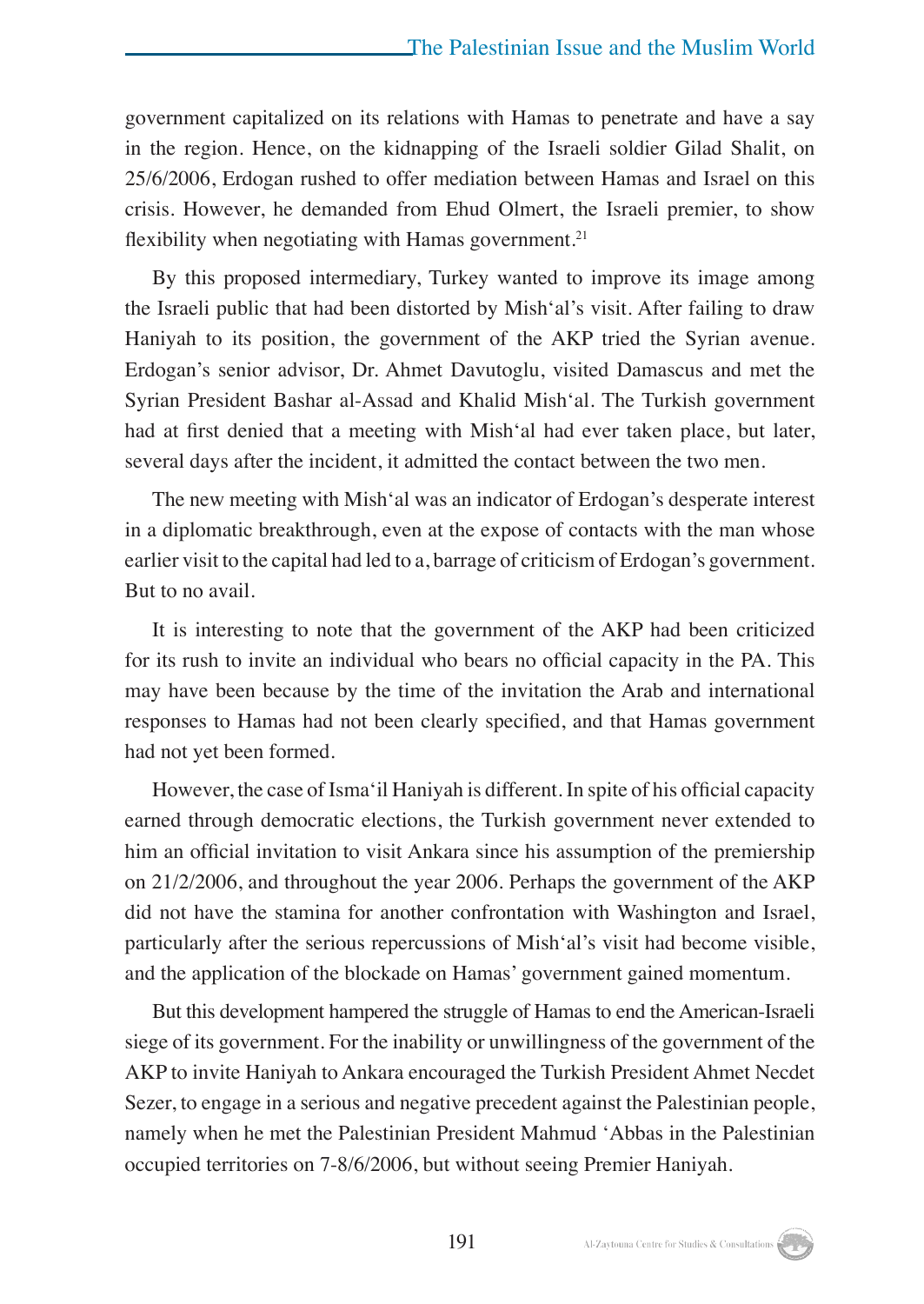government capitalized on its relations with Hamas to penetrate and have a say in the region. Hence, on the kidnapping of the Israeli soldier Gilad Shalit, on 25/6/2006, Erdogan rushed to offer mediation between Hamas and Israel on this crisis. However, he demanded from Ehud Olmert, the Israeli premier, to show flexibility when negotiating with Hamas government.[21]

By this proposed intermediary, Turkey wanted to improve its image among the Israeli public that had been distorted by Mish'al's visit. After failing to draw Haniyah to its position, the government of the AKP tried the Syrian avenue. Erdogan's senior advisor, Dr. Ahmet Davutoglu, visited Damascus and met the Syrian President Bashar al-Assad and Khalid Mish'al. The Turkish government had at first denied that a meeting with Mish'al had ever taken place, but later, several days after the incident, it admitted the contact between the two men.

The new meeting with Mish'al was an indicator of Erdogan's desperate interest in a diplomatic breakthrough, even at the expose of contacts with the man whose earlier visit to the capital had led to a, barrage of criticism of Erdogan's government. But to no avail.

It is interesting to note that the government of the AKP had been criticized for its rush to invite an individual who bears no official capacity in the PA. This may have been because by the time of the invitation the Arab and international responses to Hamas had not been clearly specified, and that Hamas government had not yet been formed.

However, the case of Isma'il Haniyah is different. In spite of his official capacity earned through democratic elections, the Turkish government never extended to him an official invitation to visit Ankara since his assumption of the premiership on 21/2/2006, and throughout the year 2006. Perhaps the government of the AKP did not have the stamina for another confrontation with Washington and Israel, particularly after the serious repercussions of Mish'al's visit had become visible, and the application of the blockade on Hamas' government gained momentum.

But this development hampered the struggle of Hamas to end the American-Israeli siege of its government. For the inability or unwillingness of the government of the AKP to invite Haniyah to Ankara encouraged the Turkish President Ahmet Necdet Sezer, to engage in a serious and negative precedent against the Palestinian people, namely when he met the Palestinian President Mahmud 'Abbas in the Palestinian occupied territories on 7-8/6/2006, but without seeing Premier Haniyah.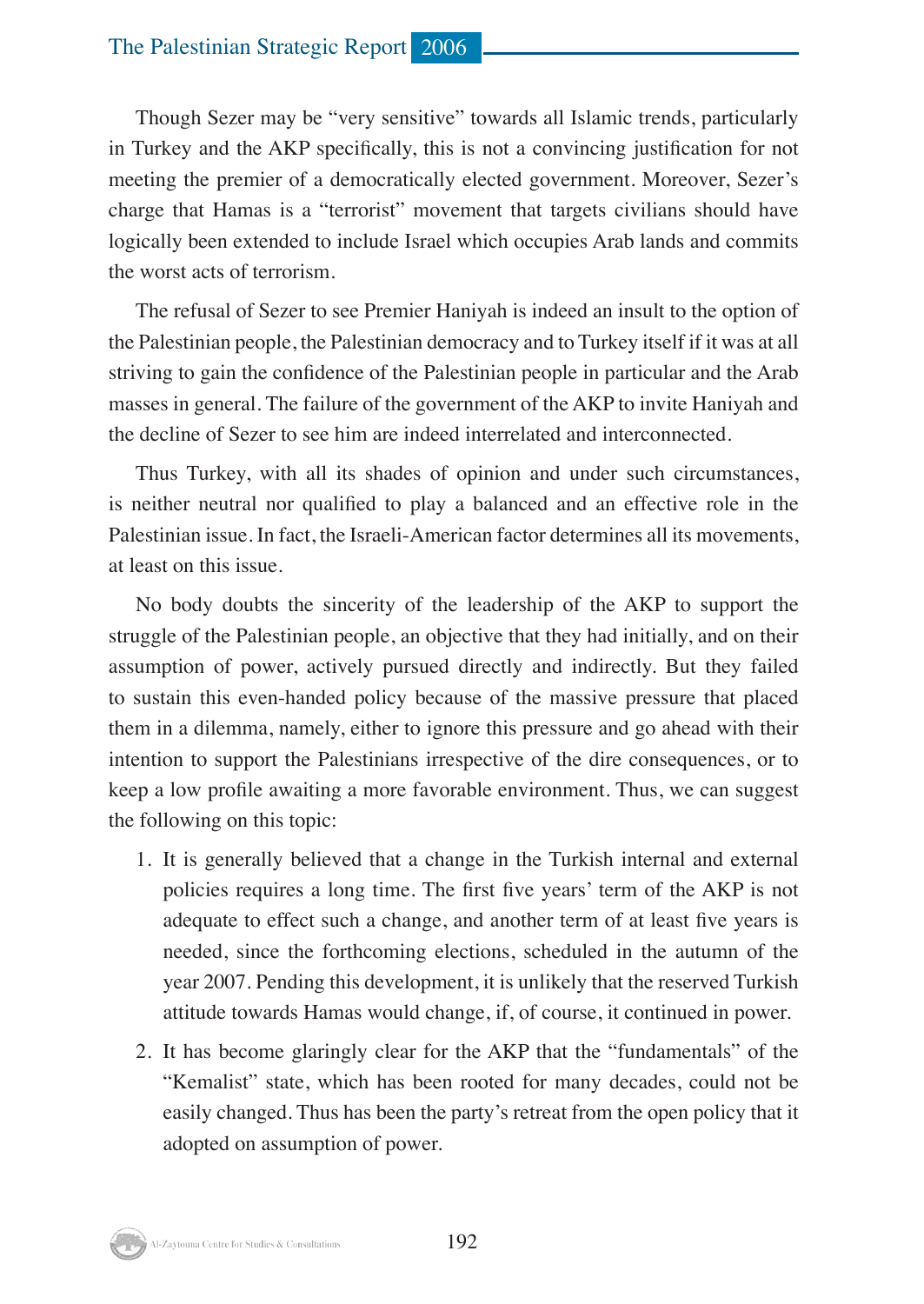Though Sezer may be "very sensitive" towards all Islamic trends, particularly in Turkey and the AKP specifically, this is not a convincing justification for not meeting the premier of a democratically elected government. Moreover, Sezer's charge that Hamas is a "terrorist" movement that targets civilians should have logically been extended to include Israel which occupies Arab lands and commits the worst acts of terrorism.

The refusal of Sezer to see Premier Haniyah is indeed an insult to the option of the Palestinian people, the Palestinian democracy and to Turkey itself if it was at all striving to gain the confidence of the Palestinian people in particular and the Arab masses in general. The failure of the government of the AKP to invite Haniyah and the decline of Sezer to see him are indeed interrelated and interconnected.

Thus Turkey, with all its shades of opinion and under such circumstances, is neither neutral nor qualified to play a balanced and an effective role in the Palestinian issue. In fact, the Israeli-American factor determines all its movements, at least on this issue.

No body doubts the sincerity of the leadership of the AKP to support the struggle of the Palestinian people, an objective that they had initially, and on their assumption of power, actively pursued directly and indirectly. But they failed to sustain this even-handed policy because of the massive pressure that placed them in a dilemma, namely, either to ignore this pressure and go ahead with their intention to support the Palestinians irrespective of the dire consequences, or to keep a low profile awaiting a more favorable environment. Thus, we can suggest the following on this topic:

1. It is generally believed that a change in the Turkish internal and external policies requires a long time. The first five years' term of the AKP is not adequate to effect such a change, and another term of at least five years is needed, since the forthcoming elections, scheduled in the autumn of the year 2007. Pending this development, it is unlikely that the reserved Turkish attitude towards Hamas would change, if, of course, it continued in power.
2. It has become glaringly clear for the AKP that the "fundamentals" of the "Kemalist" state, which has been rooted for many decades, could not be easily changed. Thus has been the party's retreat from the open policy that it adopted on assumption of power.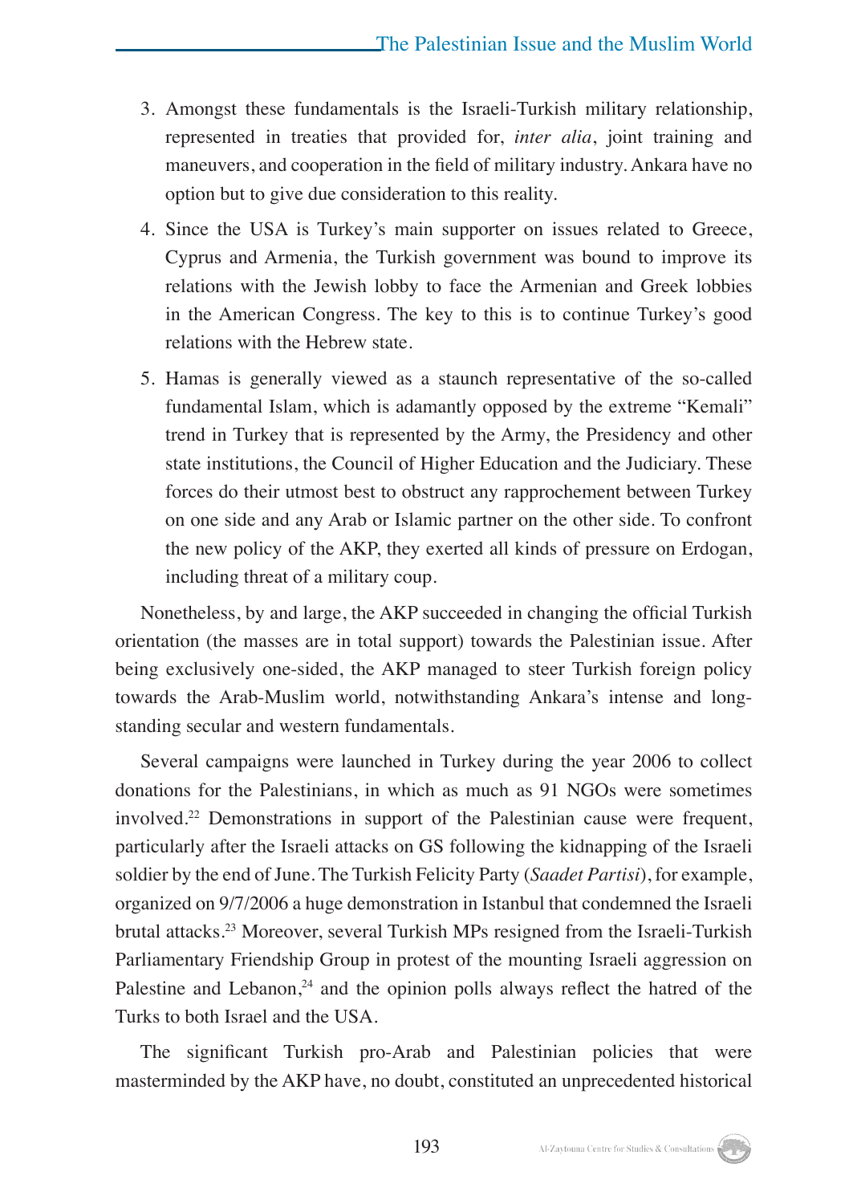3. Amongst these fundamentals is the Israeli-Turkish military relationship, represented in treaties that provided for, *inter alia*, joint training and maneuvers, and cooperation in the field of military industry. Ankara have no option but to give due consideration to this reality.
4. Since the USA is Turkey's main supporter on issues related to Greece, Cyprus and Armenia, the Turkish government was bound to improve its relations with the Jewish lobby to face the Armenian and Greek lobbies in the American Congress. The key to this is to continue Turkey's good relations with the Hebrew state.
5. Hamas is generally viewed as a staunch representative of the so-called fundamental Islam, which is adamantly opposed by the extreme "Kemali" trend in Turkey that is represented by the Army, the Presidency and other state institutions, the Council of Higher Education and the Judiciary. These forces do their utmost best to obstruct any rapprochement between Turkey on one side and any Arab or Islamic partner on the other side. To confront the new policy of the AKP, they exerted all kinds of pressure on Erdogan, including threat of a military coup.

Nonetheless, by and large, the AKP succeeded in changing the official Turkish orientation (the masses are in total support) towards the Palestinian issue. After being exclusively one-sided, the AKP managed to steer Turkish foreign policy towards the Arab-Muslim world, notwithstanding Ankara's intense and long-standing secular and western fundamentals.

Several campaigns were launched in Turkey during the year 2006 to collect donations for the Palestinians, in which as much as 91 NGOs were sometimes involved.[22] Demonstrations in support of the Palestinian cause were frequent, particularly after the Israeli attacks on GS following the kidnapping of the Israeli soldier by the end of June. The Turkish Felicity Party (*Saadet Partisi*), for example, organized on 9/7/2006 a huge demonstration in Istanbul that condemned the Israeli brutal attacks.[23] Moreover, several Turkish MPs resigned from the Israeli-Turkish Parliamentary Friendship Group in protest of the mounting Israeli aggression on Palestine and Lebanon,[24] and the opinion polls always reflect the hatred of the Turks to both Israel and the USA.

The significant Turkish pro-Arab and Palestinian policies that were masterminded by the AKP have, no doubt, constituted an unprecedented historical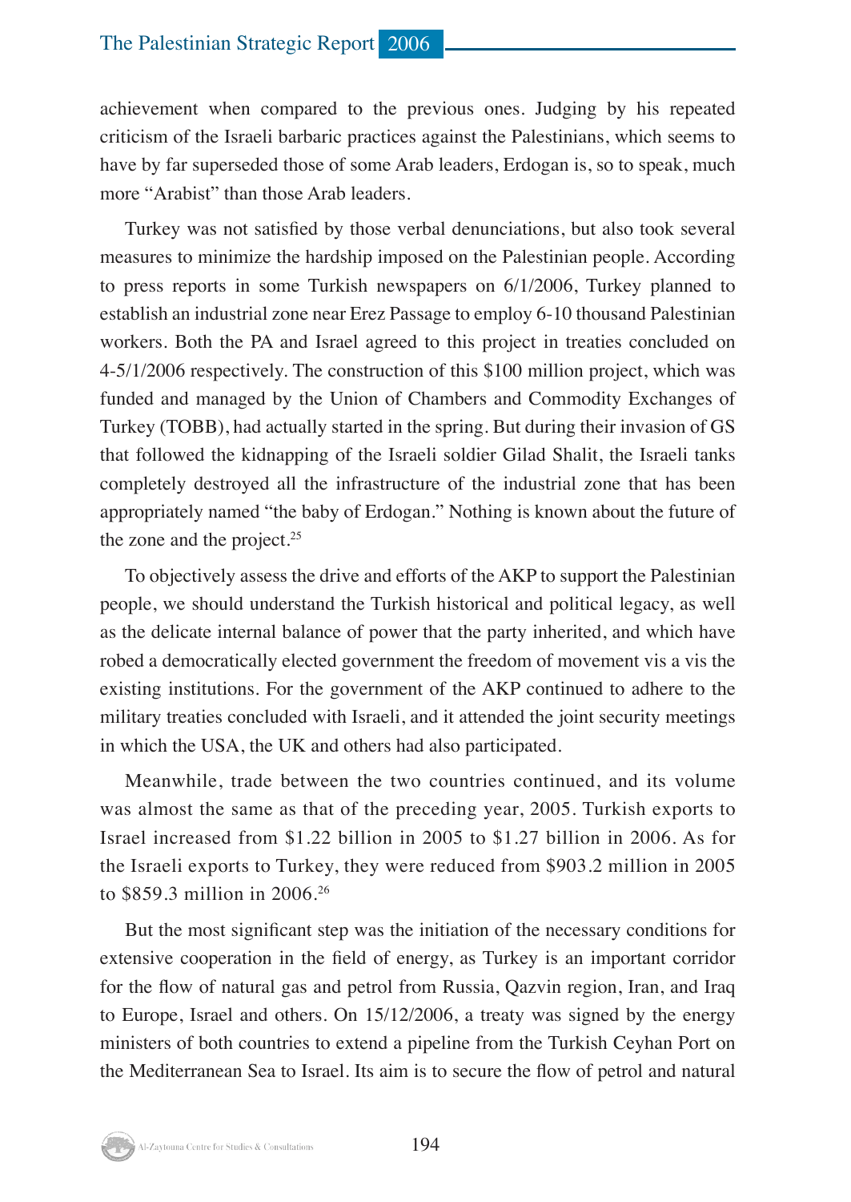achievement when compared to the previous ones. Judging by his repeated criticism of the Israeli barbaric practices against the Palestinians, which seems to have by far superseded those of some Arab leaders, Erdogan is, so to speak, much more "Arabist" than those Arab leaders.

Turkey was not satisfied by those verbal denunciations, but also took several measures to minimize the hardship imposed on the Palestinian people. According to press reports in some Turkish newspapers on 6/1/2006, Turkey planned to establish an industrial zone near Erez Passage to employ 6-10 thousand Palestinian workers. Both the PA and Israel agreed to this project in treaties concluded on 4-5/1/2006 respectively. The construction of this $100 million project, which was funded and managed by the Union of Chambers and Commodity Exchanges of Turkey (TOBB), had actually started in the spring. But during their invasion of GS that followed the kidnapping of the Israeli soldier Gilad Shalit, the Israeli tanks completely destroyed all the infrastructure of the industrial zone that has been appropriately named "the baby of Erdogan." Nothing is known about the future of the zone and the project.[25]

To objectively assess the drive and efforts of the AKP to support the Palestinian people, we should understand the Turkish historical and political legacy, as well as the delicate internal balance of power that the party inherited, and which have robed a democratically elected government the freedom of movement vis a vis the existing institutions. For the government of the AKP continued to adhere to the military treaties concluded with Israeli, and it attended the joint security meetings in which the USA, the UK and others had also participated.

Meanwhile, trade between the two countries continued, and its volume was almost the same as that of the preceding year, 2005. Turkish exports to Israel increased from $1.22 billion in 2005 to $1.27 billion in 2006. As for the Israeli exports to Turkey, they were reduced from $903.2 million in 2005 to $859.3 million in 2006.[26]

But the most significant step was the initiation of the necessary conditions for extensive cooperation in the field of energy, as Turkey is an important corridor for the flow of natural gas and petrol from Russia, Qazvin region, Iran, and Iraq to Europe, Israel and others. On 15/12/2006, a treaty was signed by the energy ministers of both countries to extend a pipeline from the Turkish Ceyhan Port on the Mediterranean Sea to Israel. Its aim is to secure the flow of petrol and natural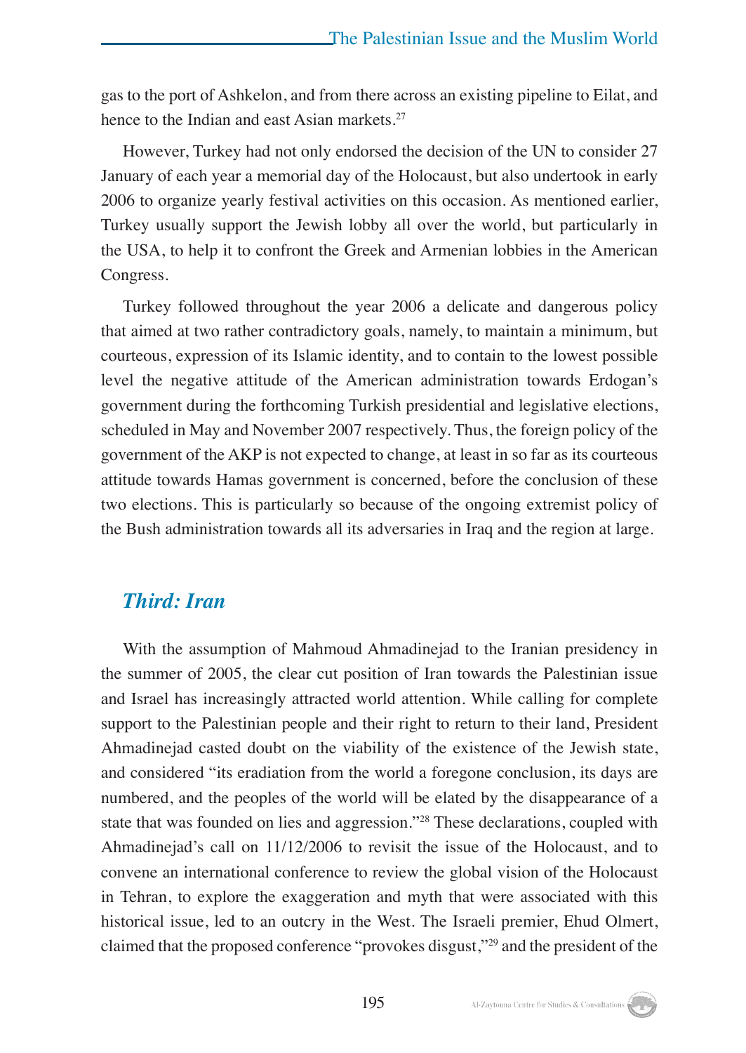gas to the port of Ashkelon, and from there across an existing pipeline to Eilat, and hence to the Indian and east Asian markets.[27]

However, Turkey had not only endorsed the decision of the UN to consider 27 January of each year a memorial day of the Holocaust, but also undertook in early 2006 to organize yearly festival activities on this occasion. As mentioned earlier, Turkey usually support the Jewish lobby all over the world, but particularly in the USA, to help it to confront the Greek and Armenian lobbies in the American Congress.

Turkey followed throughout the year 2006 a delicate and dangerous policy that aimed at two rather contradictory goals, namely, to maintain a minimum, but courteous, expression of its Islamic identity, and to contain to the lowest possible level the negative attitude of the American administration towards Erdogan's government during the forthcoming Turkish presidential and legislative elections, scheduled in May and November 2007 respectively. Thus, the foreign policy of the government of the AKP is not expected to change, at least in so far as its courteous attitude towards Hamas government is concerned, before the conclusion of these two elections. This is particularly so because of the ongoing extremist policy of the Bush administration towards all its adversaries in Iraq and the region at large.

## *Third: Iran*

With the assumption of Mahmoud Ahmadinejad to the Iranian presidency in the summer of 2005, the clear cut position of Iran towards the Palestinian issue and Israel has increasingly attracted world attention. While calling for complete support to the Palestinian people and their right to return to their land, President Ahmadinejad casted doubt on the viability of the existence of the Jewish state, and considered "its eradiation from the world a foregone conclusion, its days are numbered, and the peoples of the world will be elated by the disappearance of a state that was founded on lies and aggression."[28] These declarations, coupled with Ahmadinejad's call on 11/12/2006 to revisit the issue of the Holocaust, and to convene an international conference to review the global vision of the Holocaust in Tehran, to explore the exaggeration and myth that were associated with this historical issue, led to an outcry in the West. The Israeli premier, Ehud Olmert, claimed that the proposed conference "provokes disgust,"[29] and the president of the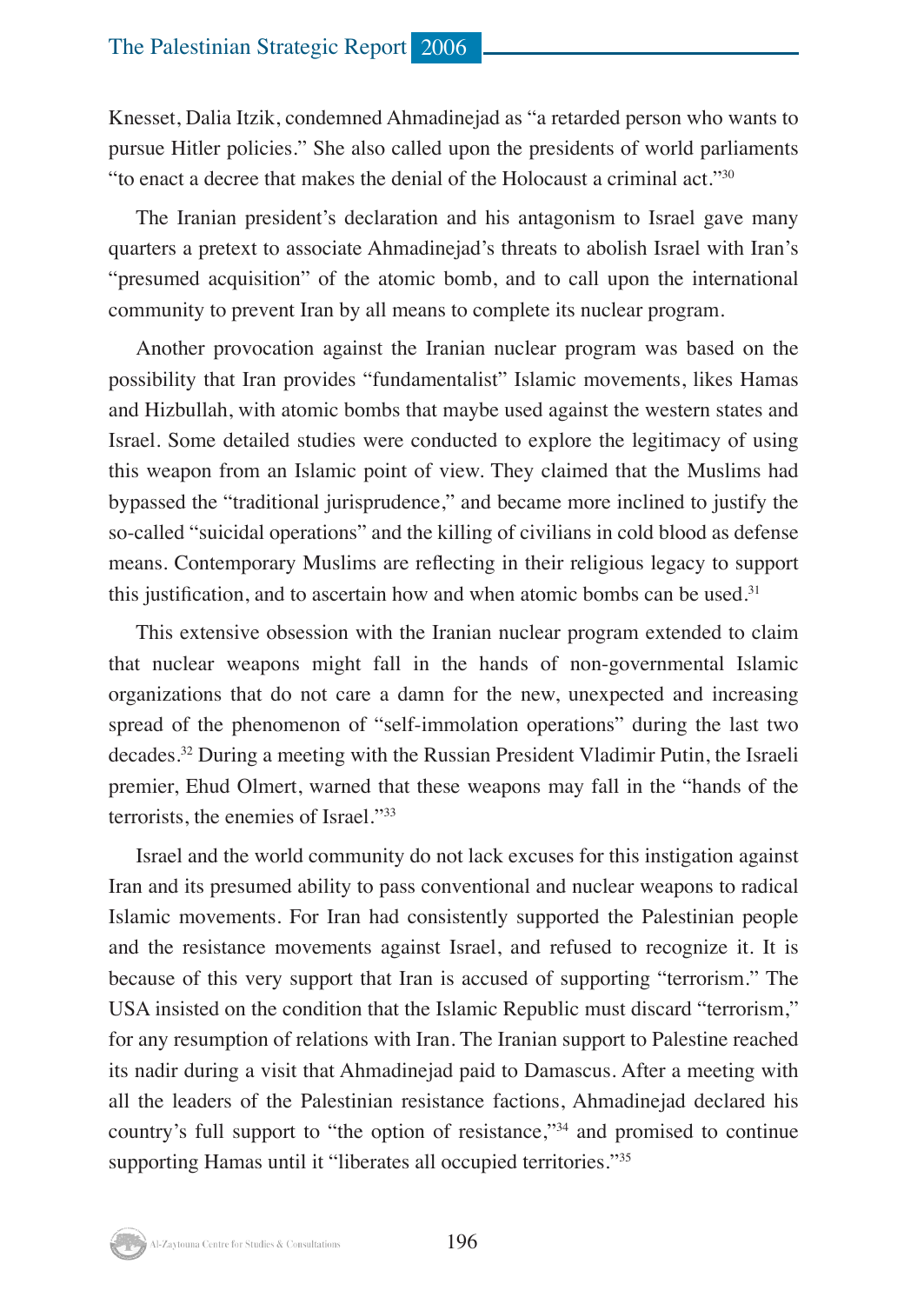Knesset, Dalia Itzik, condemned Ahmadinejad as "a retarded person who wants to pursue Hitler policies." She also called upon the presidents of world parliaments "to enact a decree that makes the denial of the Holocaust a criminal act."[30]

The Iranian president's declaration and his antagonism to Israel gave many quarters a pretext to associate Ahmadinejad's threats to abolish Israel with Iran's "presumed acquisition" of the atomic bomb, and to call upon the international community to prevent Iran by all means to complete its nuclear program.

Another provocation against the Iranian nuclear program was based on the possibility that Iran provides "fundamentalist" Islamic movements, likes Hamas and Hizbullah, with atomic bombs that maybe used against the western states and Israel. Some detailed studies were conducted to explore the legitimacy of using this weapon from an Islamic point of view. They claimed that the Muslims had bypassed the "traditional jurisprudence," and became more inclined to justify the so-called "suicidal operations" and the killing of civilians in cold blood as defense means. Contemporary Muslims are reflecting in their religious legacy to support this justification, and to ascertain how and when atomic bombs can be used.[31]

This extensive obsession with the Iranian nuclear program extended to claim that nuclear weapons might fall in the hands of non-governmental Islamic organizations that do not care a damn for the new, unexpected and increasing spread of the phenomenon of "self-immolation operations" during the last two decades.[32] During a meeting with the Russian President Vladimir Putin, the Israeli premier, Ehud Olmert, warned that these weapons may fall in the "hands of the terrorists, the enemies of Israel."[33]

Israel and the world community do not lack excuses for this instigation against Iran and its presumed ability to pass conventional and nuclear weapons to radical Islamic movements. For Iran had consistently supported the Palestinian people and the resistance movements against Israel, and refused to recognize it. It is because of this very support that Iran is accused of supporting "terrorism." The USA insisted on the condition that the Islamic Republic must discard "terrorism," for any resumption of relations with Iran. The Iranian support to Palestine reached its nadir during a visit that Ahmadinejad paid to Damascus. After a meeting with all the leaders of the Palestinian resistance factions, Ahmadinejad declared his country's full support to "the option of resistance,"[34] and promised to continue supporting Hamas until it "liberates all occupied territories."[35]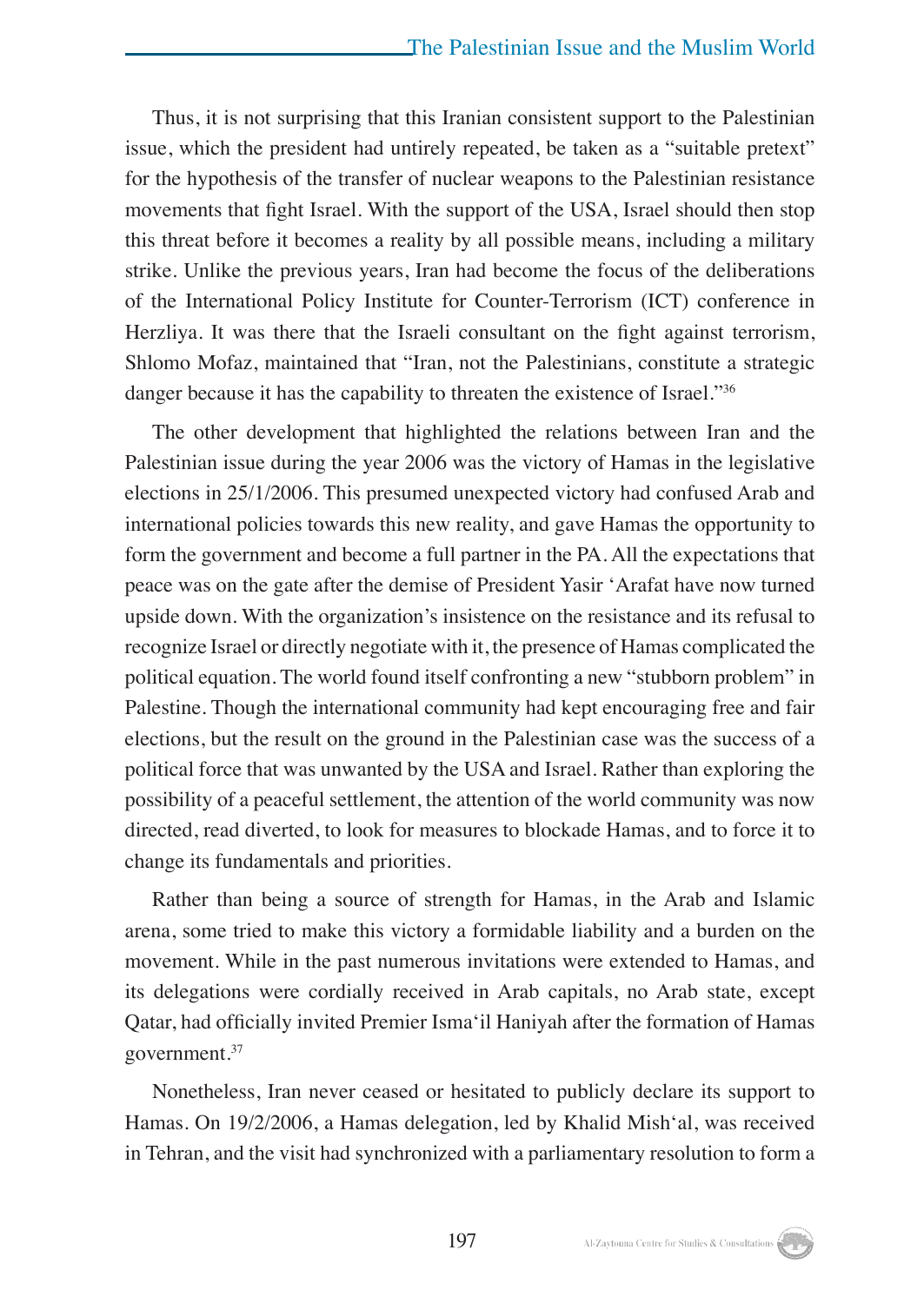Thus, it is not surprising that this Iranian consistent support to the Palestinian issue, which the president had untirely repeated, be taken as a "suitable pretext" for the hypothesis of the transfer of nuclear weapons to the Palestinian resistance movements that fight Israel. With the support of the USA, Israel should then stop this threat before it becomes a reality by all possible means, including a military strike. Unlike the previous years, Iran had become the focus of the deliberations of the International Policy Institute for Counter-Terrorism (ICT) conference in Herzliya. It was there that the Israeli consultant on the fight against terrorism, Shlomo Mofaz, maintained that "Iran, not the Palestinians, constitute a strategic danger because it has the capability to threaten the existence of Israel."[36]

The other development that highlighted the relations between Iran and the Palestinian issue during the year 2006 was the victory of Hamas in the legislative elections in 25/1/2006. This presumed unexpected victory had confused Arab and international policies towards this new reality, and gave Hamas the opportunity to form the government and become a full partner in the PA. All the expectations that peace was on the gate after the demise of President Yasir 'Arafat have now turned upside down. With the organization's insistence on the resistance and its refusal to recognize Israel or directly negotiate with it, the presence of Hamas complicated the political equation. The world found itself confronting a new "stubborn problem" in Palestine. Though the international community had kept encouraging free and fair elections, but the result on the ground in the Palestinian case was the success of a political force that was unwanted by the USA and Israel. Rather than exploring the possibility of a peaceful settlement, the attention of the world community was now directed, read diverted, to look for measures to blockade Hamas, and to force it to change its fundamentals and priorities.

Rather than being a source of strength for Hamas, in the Arab and Islamic arena, some tried to make this victory a formidable liability and a burden on the movement. While in the past numerous invitations were extended to Hamas, and its delegations were cordially received in Arab capitals, no Arab state, except Qatar, had officially invited Premier Isma'il Haniyah after the formation of Hamas government.[37]

Nonetheless, Iran never ceased or hesitated to publicly declare its support to Hamas. On 19/2/2006, a Hamas delegation, led by Khalid Mish'al, was received in Tehran, and the visit had synchronized with a parliamentary resolution to form a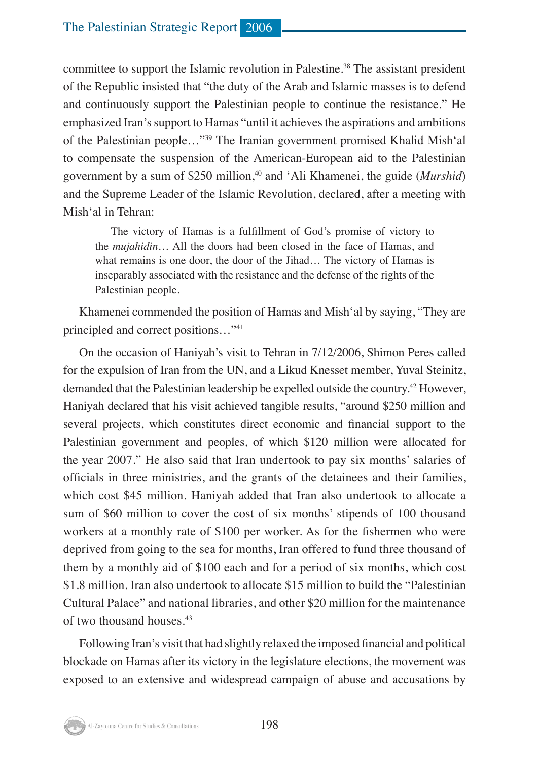committee to support the Islamic revolution in Palestine.[38] The assistant president of the Republic insisted that "the duty of the Arab and Islamic masses is to defend and continuously support the Palestinian people to continue the resistance." He emphasized Iran's support to Hamas "until it achieves the aspirations and ambitions of the Palestinian people…"[39] The Iranian government promised Khalid Mish'al to compensate the suspension of the American-European aid to the Palestinian government by a sum of $250 million,[40] and 'Ali Khamenei, the guide (*Murshid*) and the Supreme Leader of the Islamic Revolution, declared, after a meeting with Mish'al in Tehran:

> The victory of Hamas is a fulfillment of God's promise of victory to the *mujahidin*… All the doors had been closed in the face of Hamas, and what remains is one door, the door of the Jihad… The victory of Hamas is inseparably associated with the resistance and the defense of the rights of the Palestinian people.

Khamenei commended the position of Hamas and Mish'al by saying, "They are principled and correct positions…"[41]

On the occasion of Haniyah's visit to Tehran in 7/12/2006, Shimon Peres called for the expulsion of Iran from the UN, and a Likud Knesset member, Yuval Steinitz, demanded that the Palestinian leadership be expelled outside the country.[42] However, Haniyah declared that his visit achieved tangible results, "around $250 million and several projects, which constitutes direct economic and financial support to the Palestinian government and peoples, of which $120 million were allocated for the year 2007." He also said that Iran undertook to pay six months' salaries of officials in three ministries, and the grants of the detainees and their families, which cost $45 million. Haniyah added that Iran also undertook to allocate a sum of $60 million to cover the cost of six months' stipends of 100 thousand workers at a monthly rate of $100 per worker. As for the fishermen who were deprived from going to the sea for months, Iran offered to fund three thousand of them by a monthly aid of $100 each and for a period of six months, which cost $1.8 million. Iran also undertook to allocate $15 million to build the "Palestinian Cultural Palace" and national libraries, and other $20 million for the maintenance of two thousand houses.[43]

Following Iran's visit that had slightly relaxed the imposed financial and political blockade on Hamas after its victory in the legislature elections, the movement was exposed to an extensive and widespread campaign of abuse and accusations by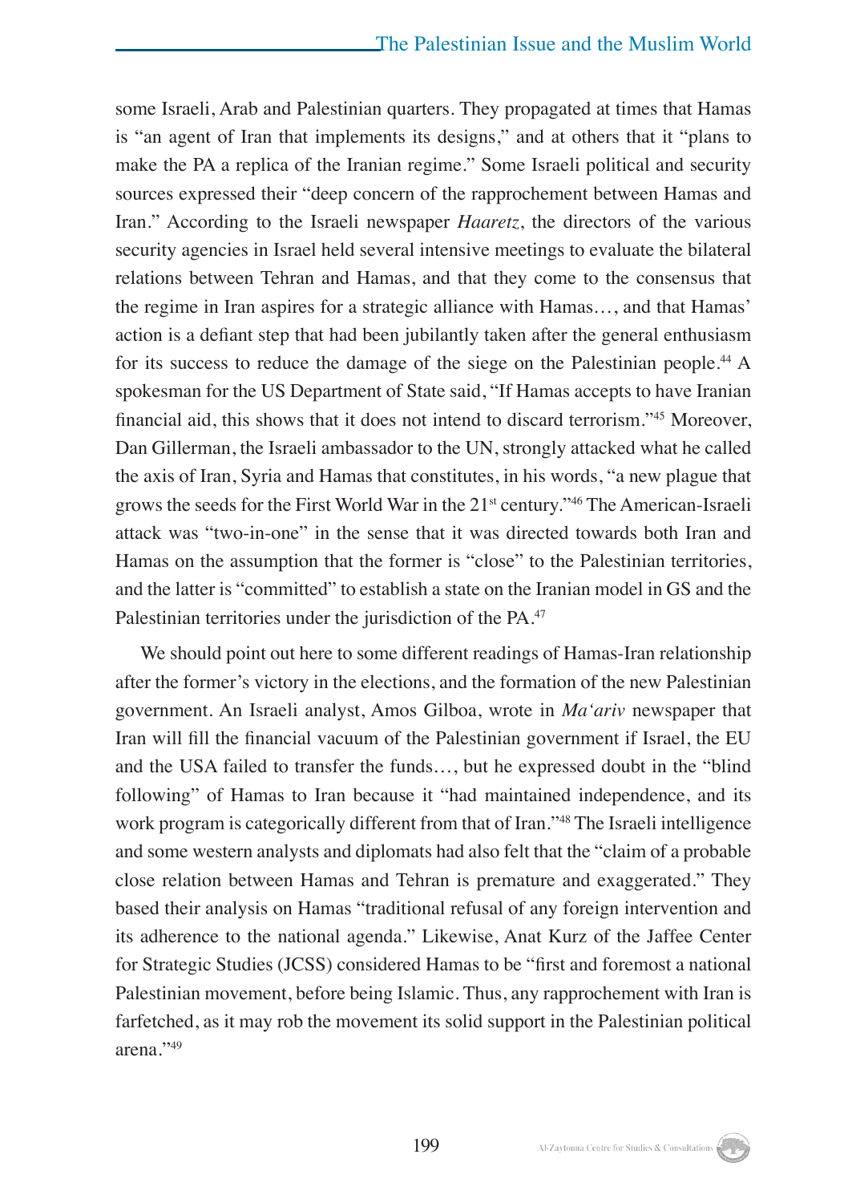some Israeli, Arab and Palestinian quarters. They propagated at times that Hamas is "an agent of Iran that implements its designs," and at others that it "plans to make the PA a replica of the Iranian regime." Some Israeli political and security sources expressed their "deep concern of the rapprochement between Hamas and Iran." According to the Israeli newspaper *Haaretz*, the directors of the various security agencies in Israel held several intensive meetings to evaluate the bilateral relations between Tehran and Hamas, and that they come to the consensus that the regime in Iran aspires for a strategic alliance with Hamas…, and that Hamas' action is a defiant step that had been jubilantly taken after the general enthusiasm for its success to reduce the damage of the siege on the Palestinian people.[44] A spokesman for the US Department of State said, "If Hamas accepts to have Iranian financial aid, this shows that it does not intend to discard terrorism."[45] Moreover, Dan Gillerman, the Israeli ambassador to the UN, strongly attacked what he called the axis of Iran, Syria and Hamas that constitutes, in his words, "a new plague that grows the seeds for the First World War in the 21st century."[46] The American-Israeli attack was "two-in-one" in the sense that it was directed towards both Iran and Hamas on the assumption that the former is "close" to the Palestinian territories, and the latter is "committed" to establish a state on the Iranian model in GS and the Palestinian territories under the jurisdiction of the PA.[47]

We should point out here to some different readings of Hamas-Iran relationship after the former's victory in the elections, and the formation of the new Palestinian government. An Israeli analyst, Amos Gilboa, wrote in *Ma'ariv* newspaper that Iran will fill the financial vacuum of the Palestinian government if Israel, the EU and the USA failed to transfer the funds…, but he expressed doubt in the "blind following" of Hamas to Iran because it "had maintained independence, and its work program is categorically different from that of Iran."[48] The Israeli intelligence and some western analysts and diplomats had also felt that the "claim of a probable close relation between Hamas and Tehran is premature and exaggerated." They based their analysis on Hamas "traditional refusal of any foreign intervention and its adherence to the national agenda." Likewise, Anat Kurz of the Jaffee Center for Strategic Studies (JCSS) considered Hamas to be "first and foremost a national Palestinian movement, before being Islamic. Thus, any rapprochement with Iran is farfetched, as it may rob the movement its solid support in the Palestinian political arena."[49]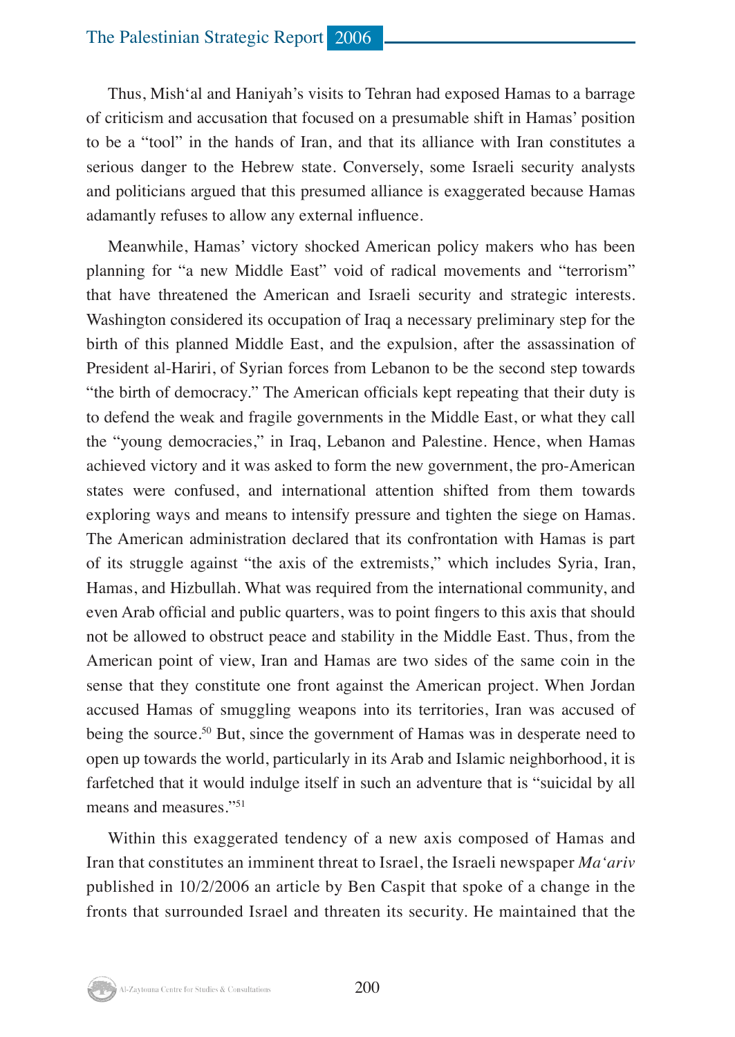Thus, Mish'al and Haniyah's visits to Tehran had exposed Hamas to a barrage of criticism and accusation that focused on a presumable shift in Hamas' position to be a "tool" in the hands of Iran, and that its alliance with Iran constitutes a serious danger to the Hebrew state. Conversely, some Israeli security analysts and politicians argued that this presumed alliance is exaggerated because Hamas adamantly refuses to allow any external influence.

Meanwhile, Hamas' victory shocked American policy makers who has been planning for "a new Middle East" void of radical movements and "terrorism" that have threatened the American and Israeli security and strategic interests. Washington considered its occupation of Iraq a necessary preliminary step for the birth of this planned Middle East, and the expulsion, after the assassination of President al-Hariri, of Syrian forces from Lebanon to be the second step towards "the birth of democracy." The American officials kept repeating that their duty is to defend the weak and fragile governments in the Middle East, or what they call the "young democracies," in Iraq, Lebanon and Palestine. Hence, when Hamas achieved victory and it was asked to form the new government, the pro-American states were confused, and international attention shifted from them towards exploring ways and means to intensify pressure and tighten the siege on Hamas. The American administration declared that its confrontation with Hamas is part of its struggle against "the axis of the extremists," which includes Syria, Iran, Hamas, and Hizbullah. What was required from the international community, and even Arab official and public quarters, was to point fingers to this axis that should not be allowed to obstruct peace and stability in the Middle East. Thus, from the American point of view, Iran and Hamas are two sides of the same coin in the sense that they constitute one front against the American project. When Jordan accused Hamas of smuggling weapons into its territories, Iran was accused of being the source.[50] But, since the government of Hamas was in desperate need to open up towards the world, particularly in its Arab and Islamic neighborhood, it is farfetched that it would indulge itself in such an adventure that is "suicidal by all means and measures."[51]

Within this exaggerated tendency of a new axis composed of Hamas and Iran that constitutes an imminent threat to Israel, the Israeli newspaper *Ma'ariv* published in 10/2/2006 an article by Ben Caspit that spoke of a change in the fronts that surrounded Israel and threaten its security. He maintained that the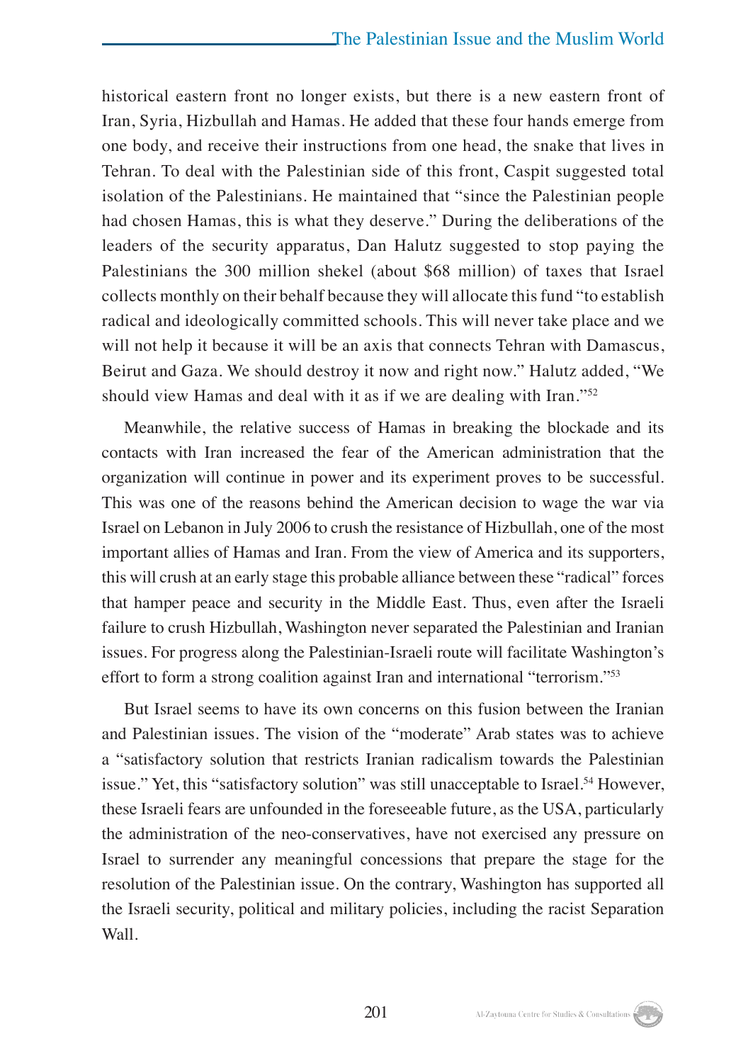historical eastern front no longer exists, but there is a new eastern front of Iran, Syria, Hizbullah and Hamas. He added that these four hands emerge from one body, and receive their instructions from one head, the snake that lives in Tehran. To deal with the Palestinian side of this front, Caspit suggested total isolation of the Palestinians. He maintained that "since the Palestinian people had chosen Hamas, this is what they deserve." During the deliberations of the leaders of the security apparatus, Dan Halutz suggested to stop paying the Palestinians the 300 million shekel (about $68 million) of taxes that Israel collects monthly on their behalf because they will allocate this fund "to establish radical and ideologically committed schools. This will never take place and we will not help it because it will be an axis that connects Tehran with Damascus, Beirut and Gaza. We should destroy it now and right now." Halutz added, "We should view Hamas and deal with it as if we are dealing with Iran."[52]

Meanwhile, the relative success of Hamas in breaking the blockade and its contacts with Iran increased the fear of the American administration that the organization will continue in power and its experiment proves to be successful. This was one of the reasons behind the American decision to wage the war via Israel on Lebanon in July 2006 to crush the resistance of Hizbullah, one of the most important allies of Hamas and Iran. From the view of America and its supporters, this will crush at an early stage this probable alliance between these "radical" forces that hamper peace and security in the Middle East. Thus, even after the Israeli failure to crush Hizbullah, Washington never separated the Palestinian and Iranian issues. For progress along the Palestinian-Israeli route will facilitate Washington's effort to form a strong coalition against Iran and international "terrorism."[53]

But Israel seems to have its own concerns on this fusion between the Iranian and Palestinian issues. The vision of the "moderate" Arab states was to achieve a "satisfactory solution that restricts Iranian radicalism towards the Palestinian issue." Yet, this "satisfactory solution" was still unacceptable to Israel.[54] However, these Israeli fears are unfounded in the foreseeable future, as the USA, particularly the administration of the neo-conservatives, have not exercised any pressure on Israel to surrender any meaningful concessions that prepare the stage for the resolution of the Palestinian issue. On the contrary, Washington has supported all the Israeli security, political and military policies, including the racist Separation Wall.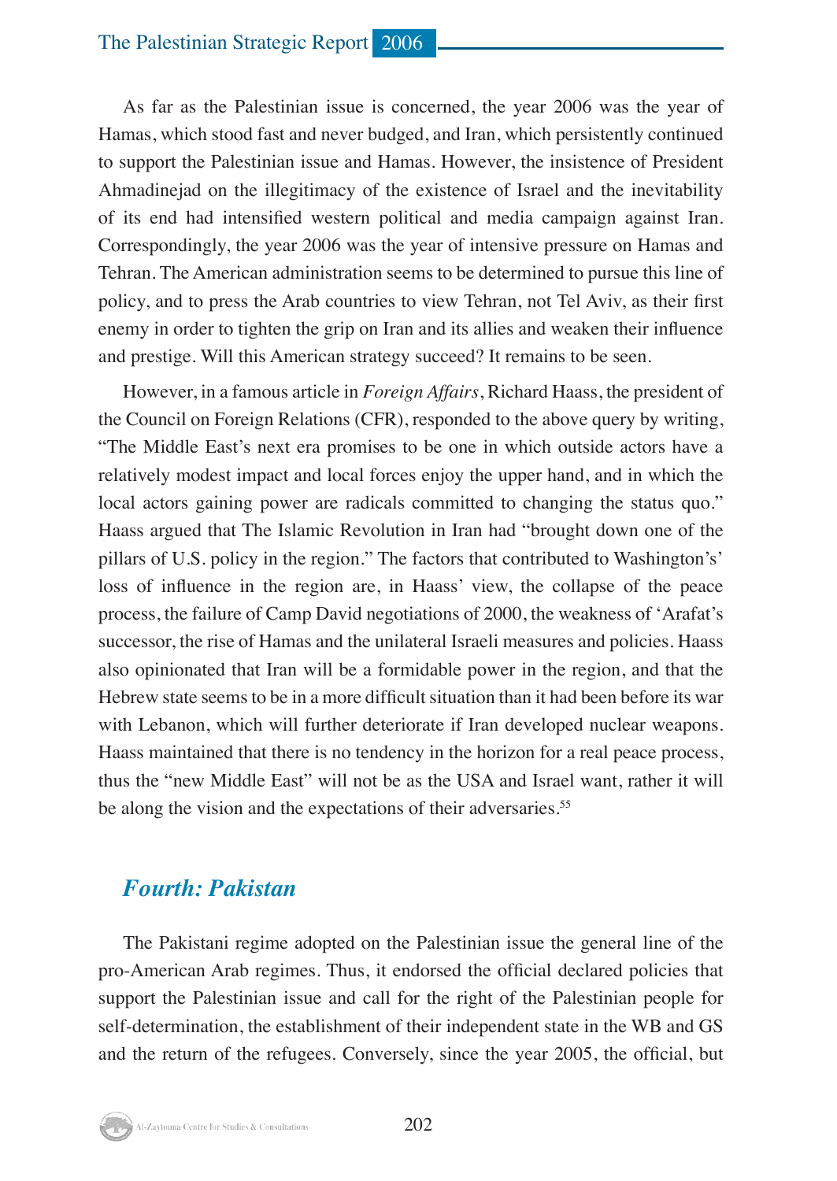As far as the Palestinian issue is concerned, the year 2006 was the year of Hamas, which stood fast and never budged, and Iran, which persistently continued to support the Palestinian issue and Hamas. However, the insistence of President Ahmadinejad on the illegitimacy of the existence of Israel and the inevitability of its end had intensified western political and media campaign against Iran. Correspondingly, the year 2006 was the year of intensive pressure on Hamas and Tehran. The American administration seems to be determined to pursue this line of policy, and to press the Arab countries to view Tehran, not Tel Aviv, as their first enemy in order to tighten the grip on Iran and its allies and weaken their influence and prestige. Will this American strategy succeed? It remains to be seen.

However, in a famous article in *Foreign Affairs*, Richard Haass, the president of the Council on Foreign Relations (CFR), responded to the above query by writing, "The Middle East's next era promises to be one in which outside actors have a relatively modest impact and local forces enjoy the upper hand, and in which the local actors gaining power are radicals committed to changing the status quo." Haass argued that The Islamic Revolution in Iran had "brought down one of the pillars of U.S. policy in the region." The factors that contributed to Washington's' loss of influence in the region are, in Haass' view, the collapse of the peace process, the failure of Camp David negotiations of 2000, the weakness of 'Arafat's successor, the rise of Hamas and the unilateral Israeli measures and policies. Haass also opinionated that Iran will be a formidable power in the region, and that the Hebrew state seems to be in a more difficult situation than it had been before its war with Lebanon, which will further deteriorate if Iran developed nuclear weapons. Haass maintained that there is no tendency in the horizon for a real peace process, thus the "new Middle East" will not be as the USA and Israel want, rather it will be along the vision and the expectations of their adversaries.[55]

## *Fourth: Pakistan*

The Pakistani regime adopted on the Palestinian issue the general line of the pro-American Arab regimes. Thus, it endorsed the official declared policies that support the Palestinian issue and call for the right of the Palestinian people for self-determination, the establishment of their independent state in the WB and GS and the return of the refugees. Conversely, since the year 2005, the official, but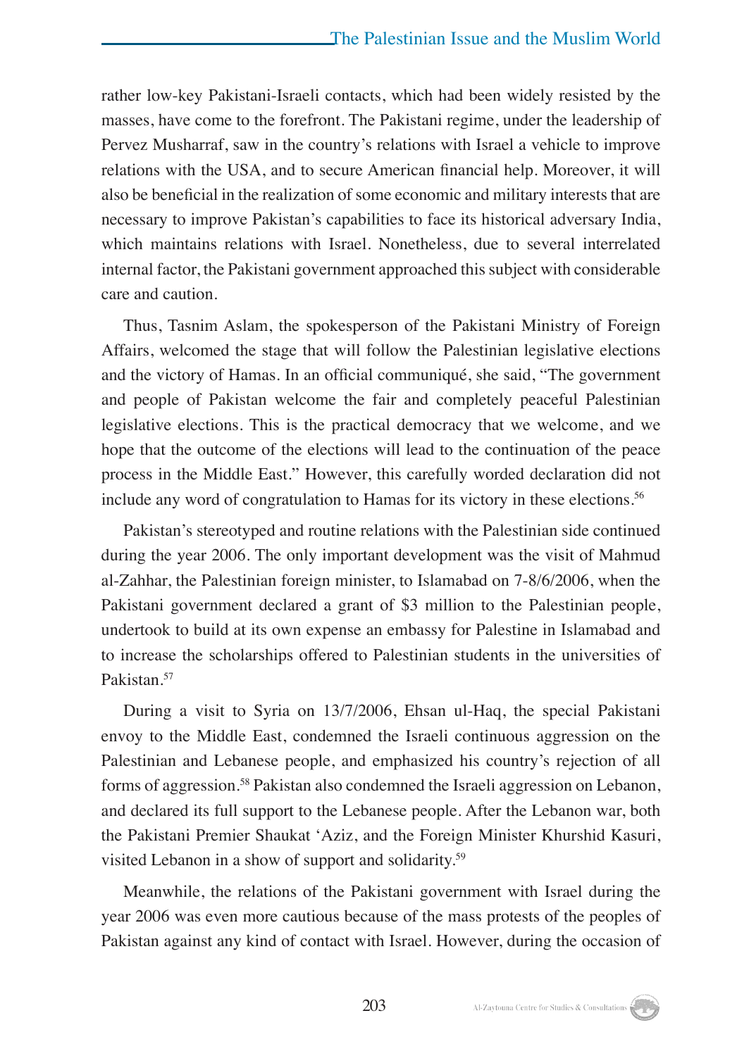rather low-key Pakistani-Israeli contacts, which had been widely resisted by the masses, have come to the forefront. The Pakistani regime, under the leadership of Pervez Musharraf, saw in the country's relations with Israel a vehicle to improve relations with the USA, and to secure American financial help. Moreover, it will also be beneficial in the realization of some economic and military interests that are necessary to improve Pakistan's capabilities to face its historical adversary India, which maintains relations with Israel. Nonetheless, due to several interrelated internal factor, the Pakistani government approached this subject with considerable care and caution.

Thus, Tasnim Aslam, the spokesperson of the Pakistani Ministry of Foreign Affairs, welcomed the stage that will follow the Palestinian legislative elections and the victory of Hamas. In an official communiqué, she said, "The government and people of Pakistan welcome the fair and completely peaceful Palestinian legislative elections. This is the practical democracy that we welcome, and we hope that the outcome of the elections will lead to the continuation of the peace process in the Middle East." However, this carefully worded declaration did not include any word of congratulation to Hamas for its victory in these elections.[56]

Pakistan's stereotyped and routine relations with the Palestinian side continued during the year 2006. The only important development was the visit of Mahmud al-Zahhar, the Palestinian foreign minister, to Islamabad on 7-8/6/2006, when the Pakistani government declared a grant of $3 million to the Palestinian people, undertook to build at its own expense an embassy for Palestine in Islamabad and to increase the scholarships offered to Palestinian students in the universities of Pakistan.[57]

During a visit to Syria on 13/7/2006, Ehsan ul-Haq, the special Pakistani envoy to the Middle East, condemned the Israeli continuous aggression on the Palestinian and Lebanese people, and emphasized his country's rejection of all forms of aggression.[58] Pakistan also condemned the Israeli aggression on Lebanon, and declared its full support to the Lebanese people. After the Lebanon war, both the Pakistani Premier Shaukat 'Aziz, and the Foreign Minister Khurshid Kasuri, visited Lebanon in a show of support and solidarity.[59]

Meanwhile, the relations of the Pakistani government with Israel during the year 2006 was even more cautious because of the mass protests of the peoples of Pakistan against any kind of contact with Israel. However, during the occasion of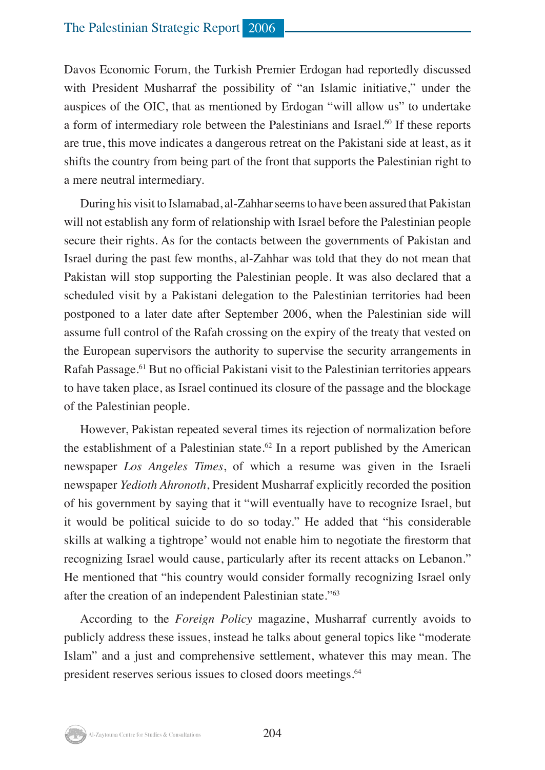Davos Economic Forum, the Turkish Premier Erdogan had reportedly discussed with President Musharraf the possibility of "an Islamic initiative," under the auspices of the OIC, that as mentioned by Erdogan "will allow us" to undertake a form of intermediary role between the Palestinians and Israel.[60] If these reports are true, this move indicates a dangerous retreat on the Pakistani side at least, as it shifts the country from being part of the front that supports the Palestinian right to a mere neutral intermediary.

During his visit to Islamabad, al-Zahhar seems to have been assured that Pakistan will not establish any form of relationship with Israel before the Palestinian people secure their rights. As for the contacts between the governments of Pakistan and Israel during the past few months, al-Zahhar was told that they do not mean that Pakistan will stop supporting the Palestinian people. It was also declared that a scheduled visit by a Pakistani delegation to the Palestinian territories had been postponed to a later date after September 2006, when the Palestinian side will assume full control of the Rafah crossing on the expiry of the treaty that vested on the European supervisors the authority to supervise the security arrangements in Rafah Passage.[61] But no official Pakistani visit to the Palestinian territories appears to have taken place, as Israel continued its closure of the passage and the blockage of the Palestinian people.

However, Pakistan repeated several times its rejection of normalization before the establishment of a Palestinian state.[62] In a report published by the American newspaper *Los Angeles Times*, of which a resume was given in the Israeli newspaper *Yedioth Ahronoth*, President Musharraf explicitly recorded the position of his government by saying that it "will eventually have to recognize Israel, but it would be political suicide to do so today." He added that "his considerable skills at walking a tightrope' would not enable him to negotiate the firestorm that recognizing Israel would cause, particularly after its recent attacks on Lebanon." He mentioned that "his country would consider formally recognizing Israel only after the creation of an independent Palestinian state."[63]

According to the *Foreign Policy* magazine, Musharraf currently avoids to publicly address these issues, instead he talks about general topics like "moderate Islam" and a just and comprehensive settlement, whatever this may mean. The president reserves serious issues to closed doors meetings.[64]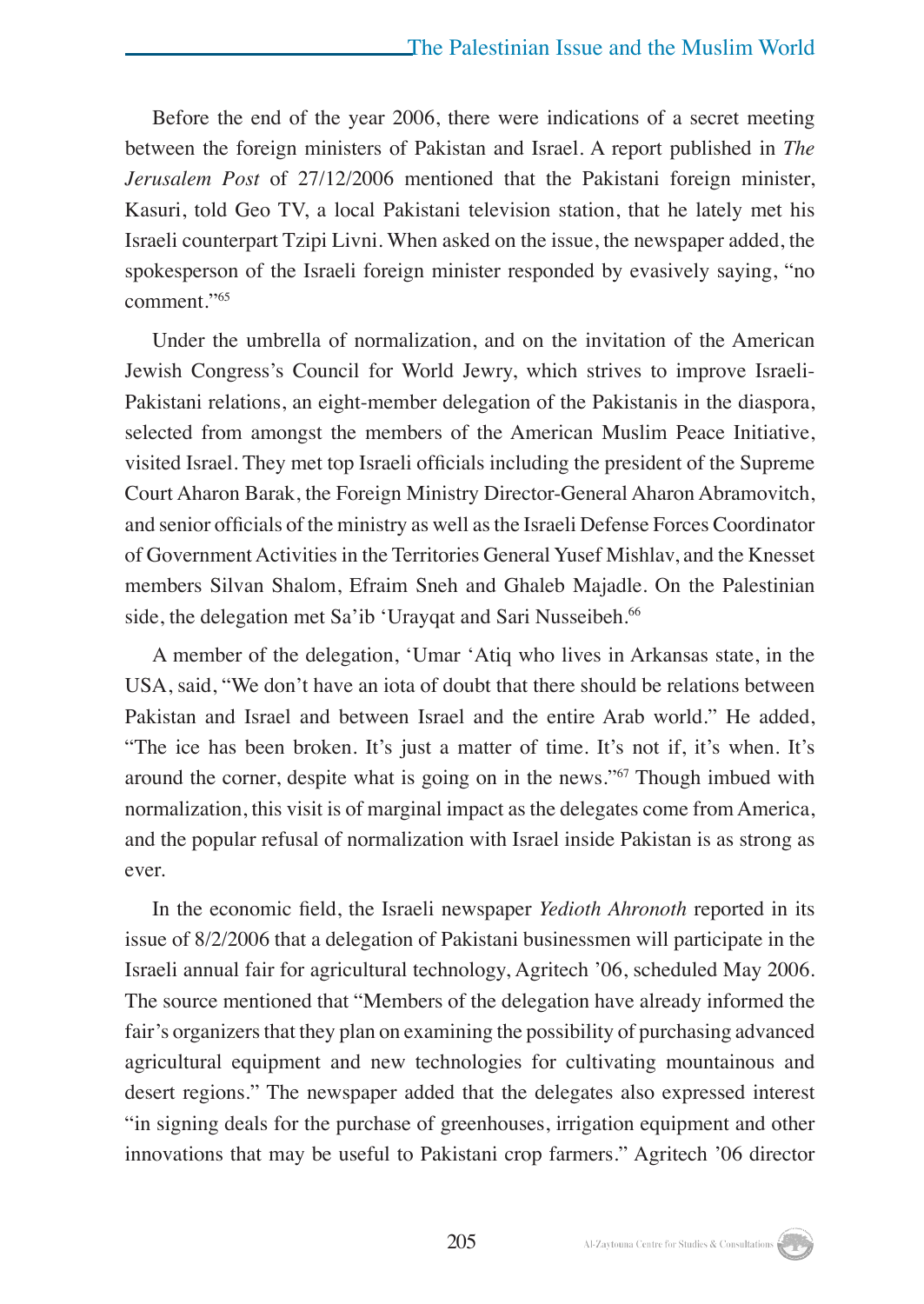Before the end of the year 2006, there were indications of a secret meeting between the foreign ministers of Pakistan and Israel. A report published in *The Jerusalem Post* of 27/12/2006 mentioned that the Pakistani foreign minister, Kasuri, told Geo TV, a local Pakistani television station, that he lately met his Israeli counterpart Tzipi Livni. When asked on the issue, the newspaper added, the spokesperson of the Israeli foreign minister responded by evasively saying, "no comment."[65]

Under the umbrella of normalization, and on the invitation of the American Jewish Congress's Council for World Jewry, which strives to improve Israeli-Pakistani relations, an eight-member delegation of the Pakistanis in the diaspora, selected from amongst the members of the American Muslim Peace Initiative, visited Israel. They met top Israeli officials including the president of the Supreme Court Aharon Barak, the Foreign Ministry Director-General Aharon Abramovitch, and senior officials of the ministry as well as the Israeli Defense Forces Coordinator of Government Activities in the Territories General Yusef Mishlav, and the Knesset members Silvan Shalom, Efraim Sneh and Ghaleb Majadle. On the Palestinian side, the delegation met Sa'ib 'Urayqat and Sari Nusseibeh.[66]

A member of the delegation, 'Umar 'Atiq who lives in Arkansas state, in the USA, said, "We don't have an iota of doubt that there should be relations between Pakistan and Israel and between Israel and the entire Arab world." He added, "The ice has been broken. It's just a matter of time. It's not if, it's when. It's around the corner, despite what is going on in the news."[67] Though imbued with normalization, this visit is of marginal impact as the delegates come from America, and the popular refusal of normalization with Israel inside Pakistan is as strong as ever.

In the economic field, the Israeli newspaper *Yedioth Ahronoth* reported in its issue of 8/2/2006 that a delegation of Pakistani businessmen will participate in the Israeli annual fair for agricultural technology, Agritech '06, scheduled May 2006. The source mentioned that "Members of the delegation have already informed the fair's organizers that they plan on examining the possibility of purchasing advanced agricultural equipment and new technologies for cultivating mountainous and desert regions." The newspaper added that the delegates also expressed interest "in signing deals for the purchase of greenhouses, irrigation equipment and other innovations that may be useful to Pakistani crop farmers." Agritech '06 director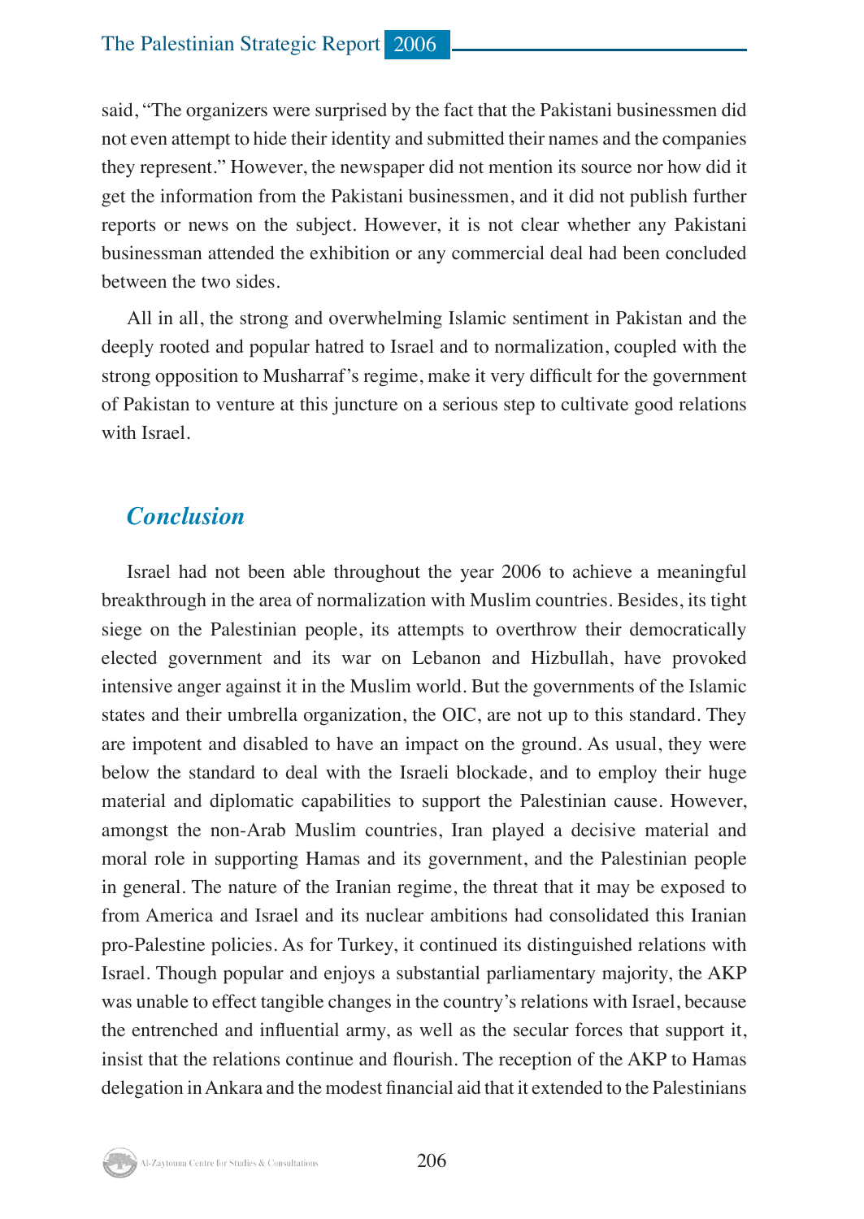said, "The organizers were surprised by the fact that the Pakistani businessmen did not even attempt to hide their identity and submitted their names and the companies they represent." However, the newspaper did not mention its source nor how did it get the information from the Pakistani businessmen, and it did not publish further reports or news on the subject. However, it is not clear whether any Pakistani businessman attended the exhibition or any commercial deal had been concluded between the two sides.

All in all, the strong and overwhelming Islamic sentiment in Pakistan and the deeply rooted and popular hatred to Israel and to normalization, coupled with the strong opposition to Musharraf's regime, make it very difficult for the government of Pakistan to venture at this juncture on a serious step to cultivate good relations with Israel.

## *Conclusion*

Israel had not been able throughout the year 2006 to achieve a meaningful breakthrough in the area of normalization with Muslim countries. Besides, its tight siege on the Palestinian people, its attempts to overthrow their democratically elected government and its war on Lebanon and Hizbullah, have provoked intensive anger against it in the Muslim world. But the governments of the Islamic states and their umbrella organization, the OIC, are not up to this standard. They are impotent and disabled to have an impact on the ground. As usual, they were below the standard to deal with the Israeli blockade, and to employ their huge material and diplomatic capabilities to support the Palestinian cause. However, amongst the non-Arab Muslim countries, Iran played a decisive material and moral role in supporting Hamas and its government, and the Palestinian people in general. The nature of the Iranian regime, the threat that it may be exposed to from America and Israel and its nuclear ambitions had consolidated this Iranian pro-Palestine policies. As for Turkey, it continued its distinguished relations with Israel. Though popular and enjoys a substantial parliamentary majority, the AKP was unable to effect tangible changes in the country's relations with Israel, because the entrenched and influential army, as well as the secular forces that support it, insist that the relations continue and flourish. The reception of the AKP to Hamas delegation in Ankara and the modest financial aid that it extended to the Palestinians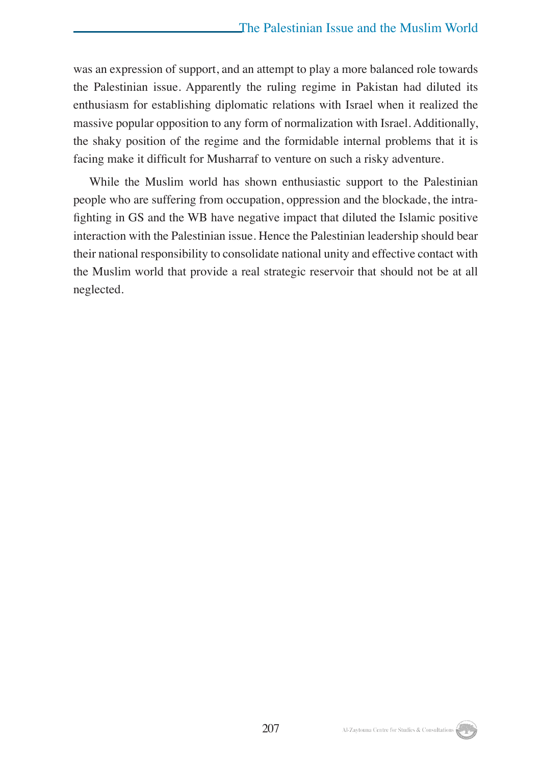was an expression of support, and an attempt to play a more balanced role towards the Palestinian issue. Apparently the ruling regime in Pakistan had diluted its enthusiasm for establishing diplomatic relations with Israel when it realized the massive popular opposition to any form of normalization with Israel. Additionally, the shaky position of the regime and the formidable internal problems that it is facing make it difficult for Musharraf to venture on such a risky adventure.

While the Muslim world has shown enthusiastic support to the Palestinian people who are suffering from occupation, oppression and the blockade, the intra-fighting in GS and the WB have negative impact that diluted the Islamic positive interaction with the Palestinian issue. Hence the Palestinian leadership should bear their national responsibility to consolidate national unity and effective contact with the Muslim world that provide a real strategic reservoir that should not be at all neglected.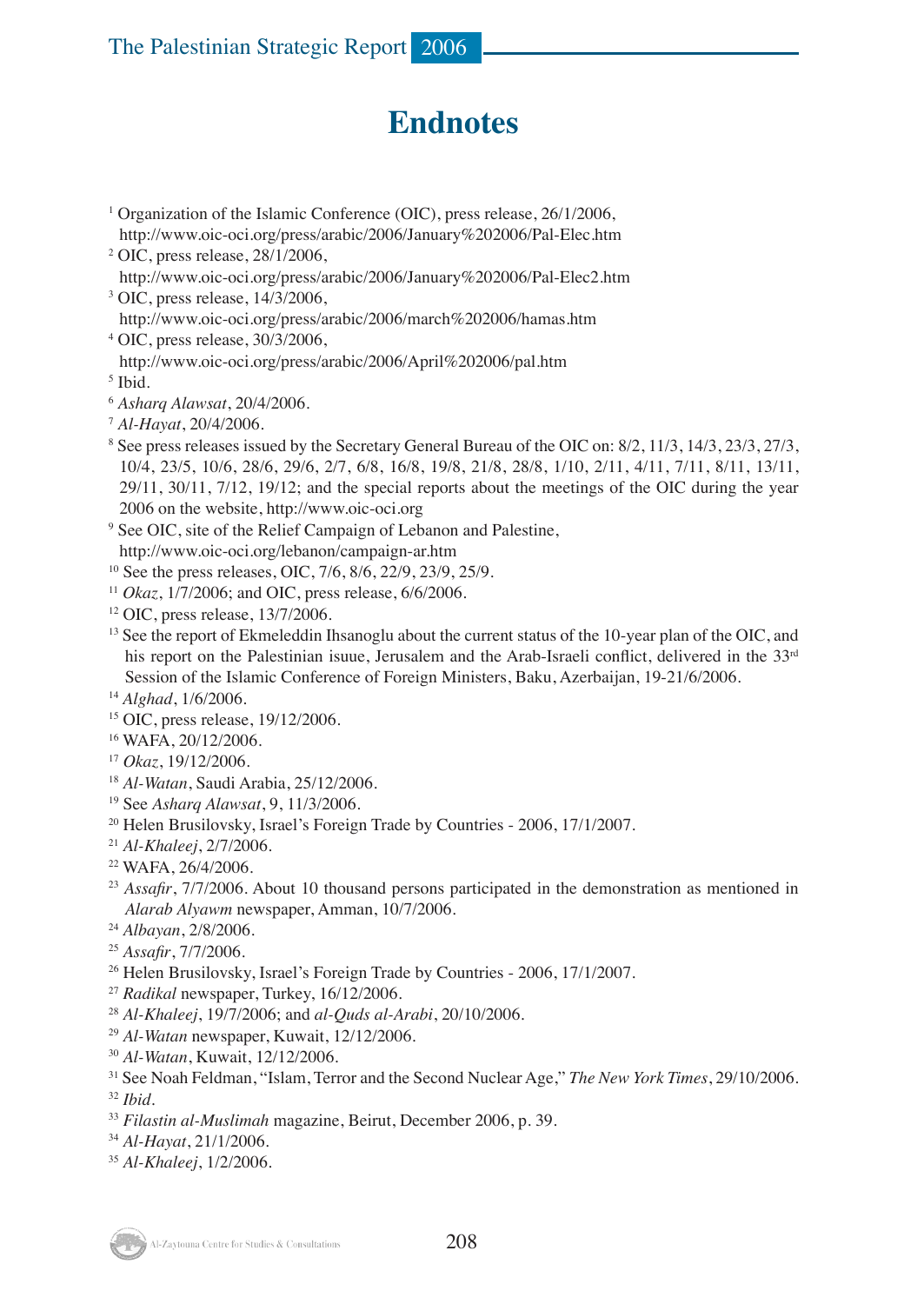# Endnotes

[1] Organization of the Islamic Conference (OIC), press release, 26/1/2006, http://www.oic-oci.org/press/arabic/2006/January%202006/Pal-Elec.htm

[2] OIC, press release, 28/1/2006, http://www.oic-oci.org/press/arabic/2006/January%202006/Pal-Elec2.htm

[3] OIC, press release, 14/3/2006, http://www.oic-oci.org/press/arabic/2006/march%202006/hamas.htm

[4] OIC, press release, 30/3/2006, http://www.oic-oci.org/press/arabic/2006/April%202006/pal.htm

[5] Ibid.

[6] *Asharq Alawsat*, 20/4/2006.

[7] *Al-Hayat*, 20/4/2006.

[8] See press releases issued by the Secretary General Bureau of the OIC on: 8/2, 11/3, 14/3, 23/3, 27/3, 10/4, 23/5, 10/6, 28/6, 29/6, 2/7, 6/8, 16/8, 19/8, 21/8, 28/8, 1/10, 2/11, 4/11, 7/11, 8/11, 13/11, 29/11, 30/11, 7/12, 19/12; and the special reports about the meetings of the OIC during the year 2006 on the website, http://www.oic-oci.org

[9] See OIC, site of the Relief Campaign of Lebanon and Palestine, http://www.oic-oci.org/lebanon/campaign-ar.htm

[10] See the press releases, OIC, 7/6, 8/6, 22/9, 23/9, 25/9.

[11] *Okaz*, 1/7/2006; and OIC, press release, 6/6/2006.

[12] OIC, press release, 13/7/2006.

[13] See the report of Ekmeleddin Ihsanoglu about the current status of the 10-year plan of the OIC, and his report on the Palestinian isuue, Jerusalem and the Arab-Israeli conflict, delivered in the 33rd Session of the Islamic Conference of Foreign Ministers, Baku, Azerbaijan, 19-21/6/2006.

[14] *Alghad*, 1/6/2006.

[15] OIC, press release, 19/12/2006.

[16] WAFA, 20/12/2006.

[17] *Okaz*, 19/12/2006.

[18] *Al-Watan*, Saudi Arabia, 25/12/2006.

[19] See *Asharq Alawsat*, 9, 11/3/2006.

[20] Helen Brusilovsky, Israel's Foreign Trade by Countries - 2006, 17/1/2007.

[21] *Al-Khaleej*, 2/7/2006.

[22] WAFA, 26/4/2006.

[23] *Assafir*, 7/7/2006. About 10 thousand persons participated in the demonstration as mentioned in *Alarab Alyawm* newspaper, Amman, 10/7/2006.

[24] *Albayan*, 2/8/2006.

[25] *Assafir*, 7/7/2006.

[26] Helen Brusilovsky, Israel's Foreign Trade by Countries - 2006, 17/1/2007.

[27] *Radikal* newspaper, Turkey, 16/12/2006.

[28] *Al-Khaleej*, 19/7/2006; and *al-Quds al-Arabi*, 20/10/2006.

[29] *Al-Watan* newspaper, Kuwait, 12/12/2006.

[30] *Al-Watan*, Kuwait, 12/12/2006.

[31] See Noah Feldman, "Islam, Terror and the Second Nuclear Age," *The New York Times*, 29/10/2006.

[32] *Ibid*.

[33] *Filastin al-Muslimah* magazine, Beirut, December 2006, p. 39.

[34] *Al-Hayat*, 21/1/2006.

[35] *Al-Khaleej*, 1/2/2006.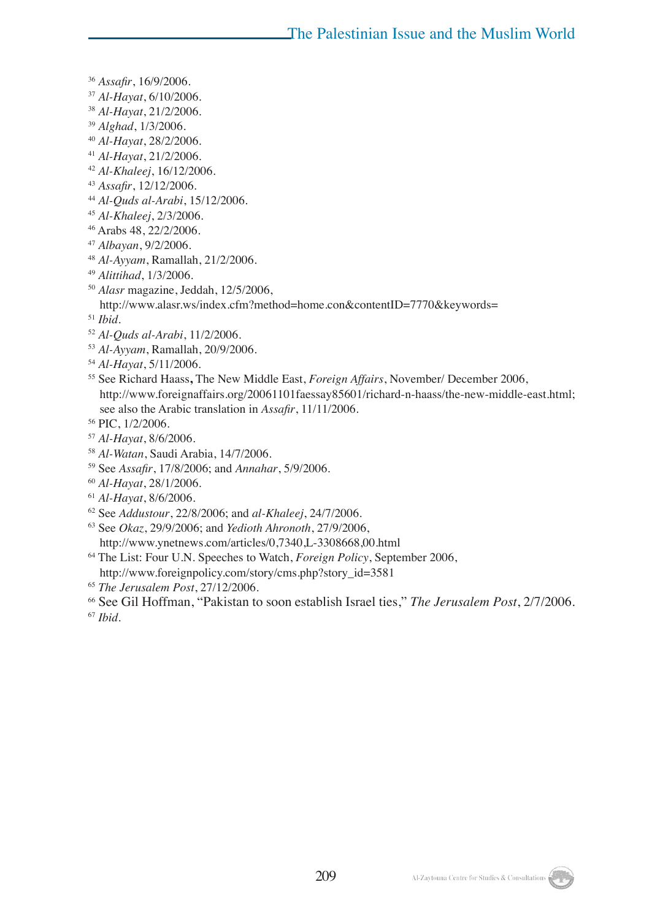[36] *Assafir*, 16/9/2006.
[37] *Al-Hayat*, 6/10/2006.
[38] *Al-Hayat*, 21/2/2006.
[39] *Alghad*, 1/3/2006.
[40] *Al-Hayat*, 28/2/2006.
[41] *Al-Hayat*, 21/2/2006.
[42] *Al-Khaleej*, 16/12/2006.
[43] *Assafir*, 12/12/2006.
[44] *Al-Quds al-Arabi*, 15/12/2006.
[45] *Al-Khaleej*, 2/3/2006.
[46] Arabs 48, 22/2/2006.
[47] *Albayan*, 9/2/2006.
[48] *Al-Ayyam*, Ramallah, 21/2/2006.
[49] *Alittihad*, 1/3/2006.
[50] *Alasr* magazine, Jeddah, 12/5/2006, http://www.alasr.ws/index.cfm?method=home.con&contentID=7770&keywords=
[51] *Ibid*.
[52] *Al-Quds al-Arabi*, 11/2/2006.
[53] *Al-Ayyam*, Ramallah, 20/9/2006.
[54] *Al-Hayat*, 5/11/2006.
[55] See Richard Haass**,** The New Middle East, *Foreign Affairs*, November/ December 2006, http://www.foreignaffairs.org/20061101faessay85601/richard-n-haass/the-new-middle-east.html; see also the Arabic translation in *Assafir*, 11/11/2006.
[56] PIC, 1/2/2006.
[57] *Al-Hayat*, 8/6/2006.
[58] *Al-Watan*, Saudi Arabia, 14/7/2006.
[59] See *Assafir*, 17/8/2006; and *Annahar*, 5/9/2006.
[60] *Al-Hayat*, 28/1/2006.
[61] *Al-Hayat*, 8/6/2006.
[62] See *Addustour*, 22/8/2006; and *al-Khaleej*, 24/7/2006.
[63] See *Okaz*, 29/9/2006; and *Yedioth Ahronoth*, 27/9/2006, http://www.ynetnews.com/articles/0,7340,L-3308668,00.html
[64] The List: Four U.N. Speeches to Watch, *Foreign Policy*, September 2006, http://www.foreignpolicy.com/story/cms.php?story_id=3581
[65] *The Jerusalem Post*, 27/12/2006.
[66] See Gil Hoffman, "Pakistan to soon establish Israel ties," *The Jerusalem Post*, 2/7/2006.
[67] *Ibid*.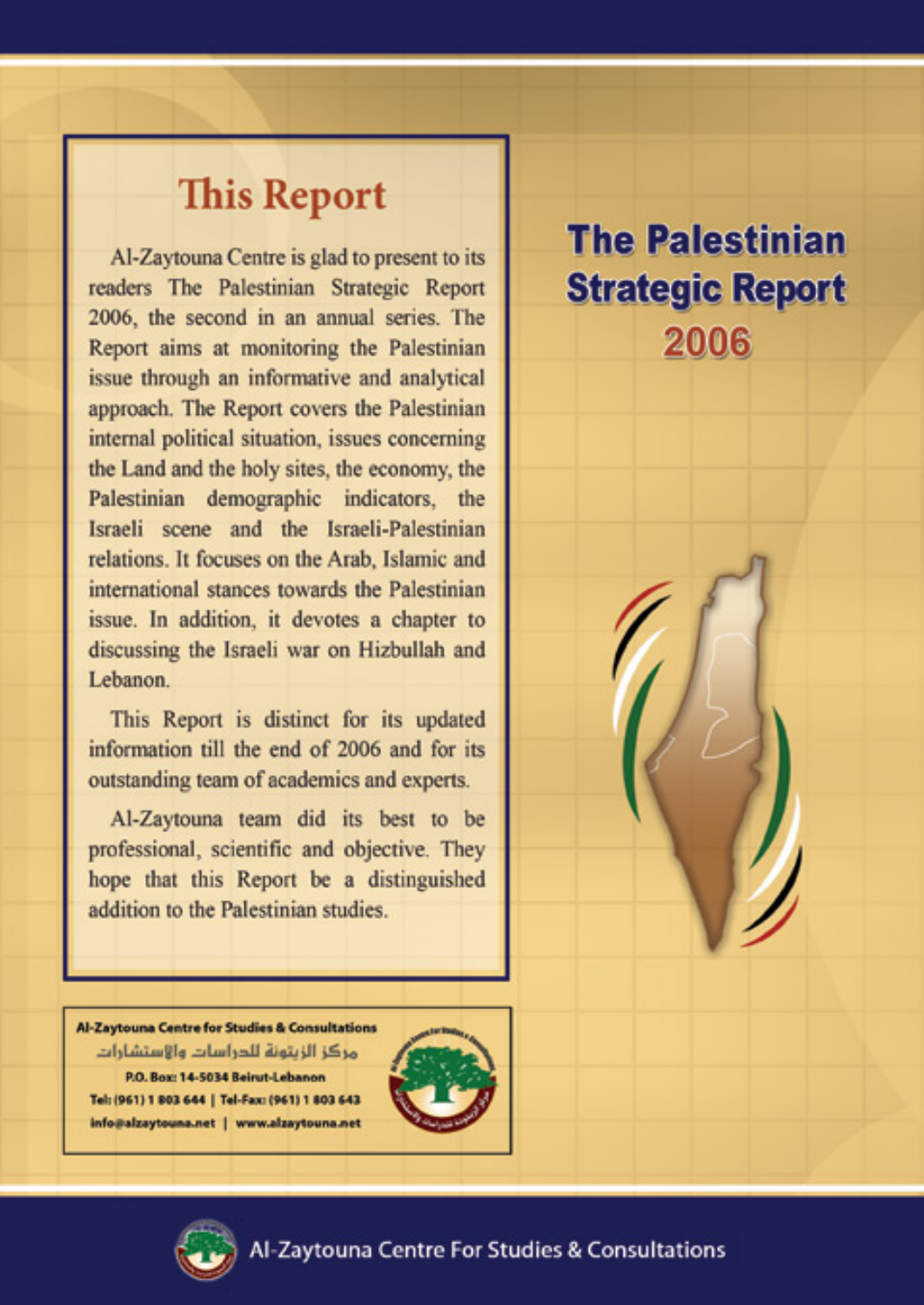# This Report

Al-Zaytouna Centre is glad to present to its readers The Palestinian Strategic Report 2006, the second in an annual series. The Report aims at monitoring the Palestinian issue through an informative and analytical approach. The Report covers the Palestinian internal political situation, issues concerning the Land and the holy sites, the economy, the Palestinian demographic indicators, the Israeli scene and the Israeli-Palestinian relations. It focuses on the Arab, Islamic and international stances towards the Palestinian issue. In addition, it devotes a chapter to discussing the Israeli war on Hizbullah and Lebanon.

This Report is distinct for its updated information till the end of 2006 and for its outstanding team of academics and experts.

Al-Zaytouna team did its best to be professional, scientific and objective. They hope that this Report be a distinguished addition to the Palestinian studies.

# The Palestinian Strategic Report 2006

**Al-Zaytouna Centre for Studies & Consultations**

مركز الزيتونة للدراسات والاستشارات

P.O. Box: 14-5034 Beirut-Lebanon

Tel: (961) 1 803 644 | Tel-Fax: (961) 1 803 643

info@alzaytouna.net | www.alzaytouna.net

Al-Zaytouna Centre For Studies & Consultations